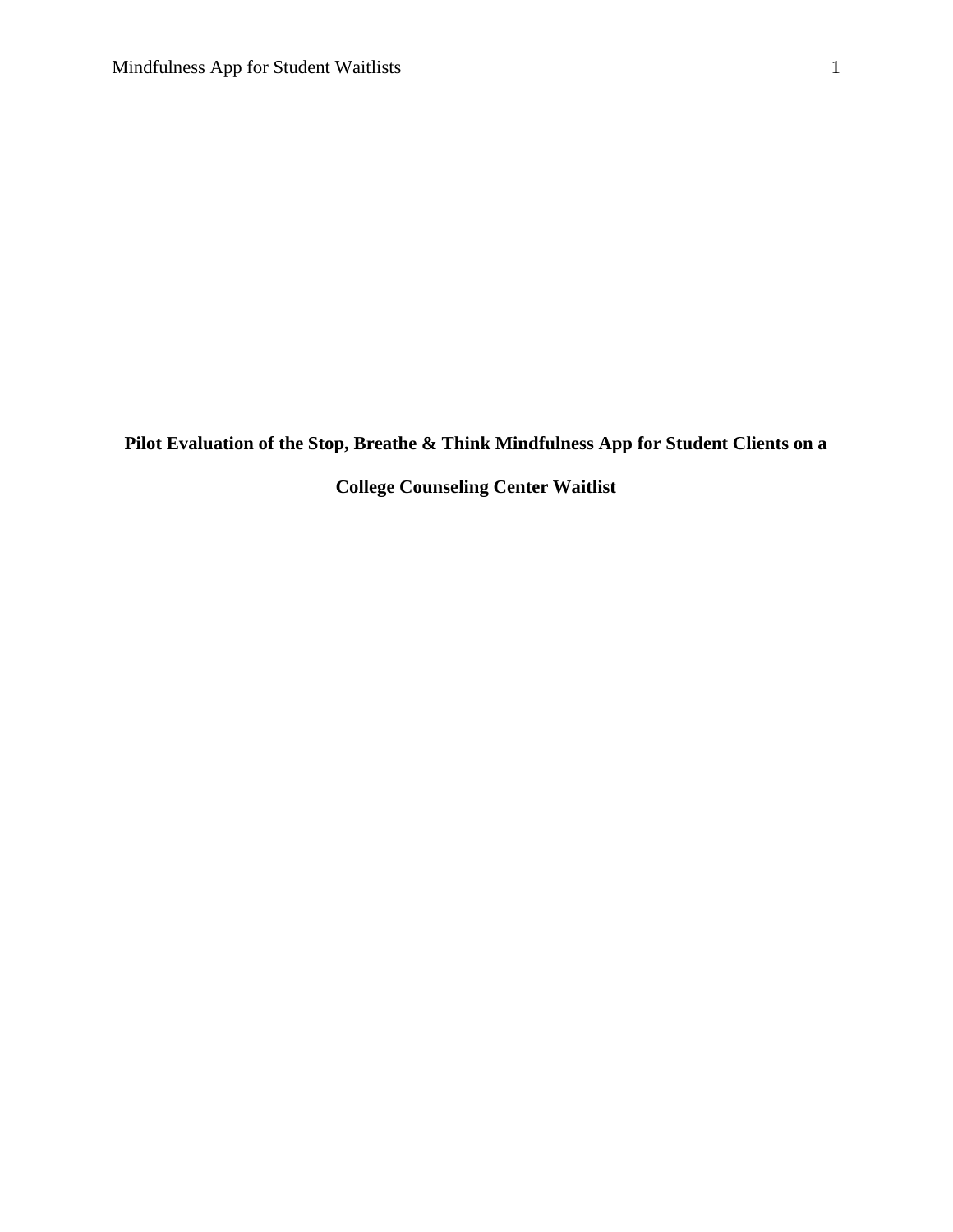# Pilot Evaluation of the Stop, Breathe & Think Mindfulness App for Student Clients on a College Counseling Center Waitlist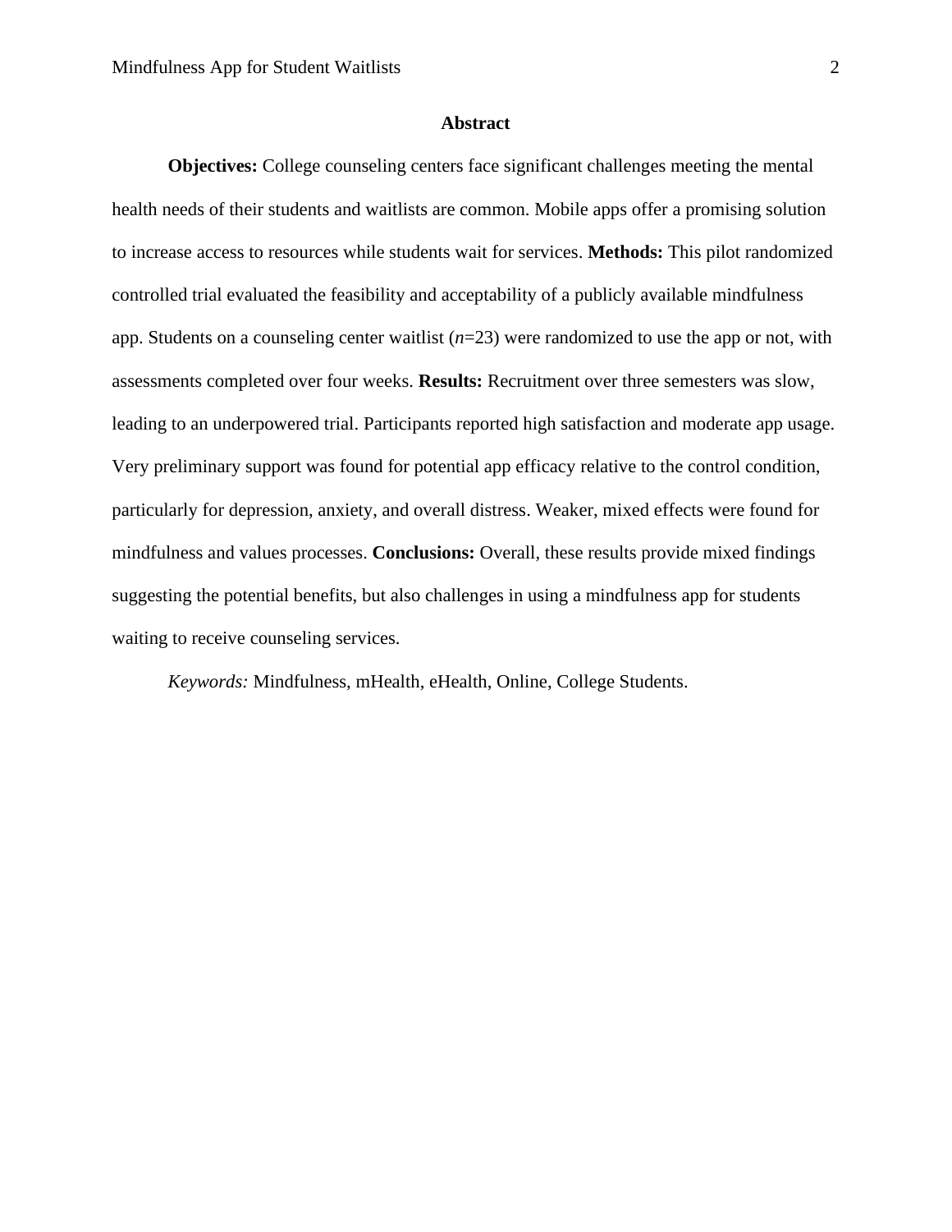## Abstract

**Objectives:** College counseling centers face significant challenges meeting the mental health needs of their students and waitlists are common. Mobile apps offer a promising solution to increase access to resources while students wait for services. **Methods:** This pilot randomized controlled trial evaluated the feasibility and acceptability of a publicly available mindfulness app. Students on a counseling center waitlist ($n$=23) were randomized to use the app or not, with assessments completed over four weeks. **Results:** Recruitment over three semesters was slow, leading to an underpowered trial. Participants reported high satisfaction and moderate app usage. Very preliminary support was found for potential app efficacy relative to the control condition, particularly for depression, anxiety, and overall distress. Weaker, mixed effects were found for mindfulness and values processes. **Conclusions:** Overall, these results provide mixed findings suggesting the potential benefits, but also challenges in using a mindfulness app for students waiting to receive counseling services.

*Keywords:* Mindfulness, mHealth, eHealth, Online, College Students.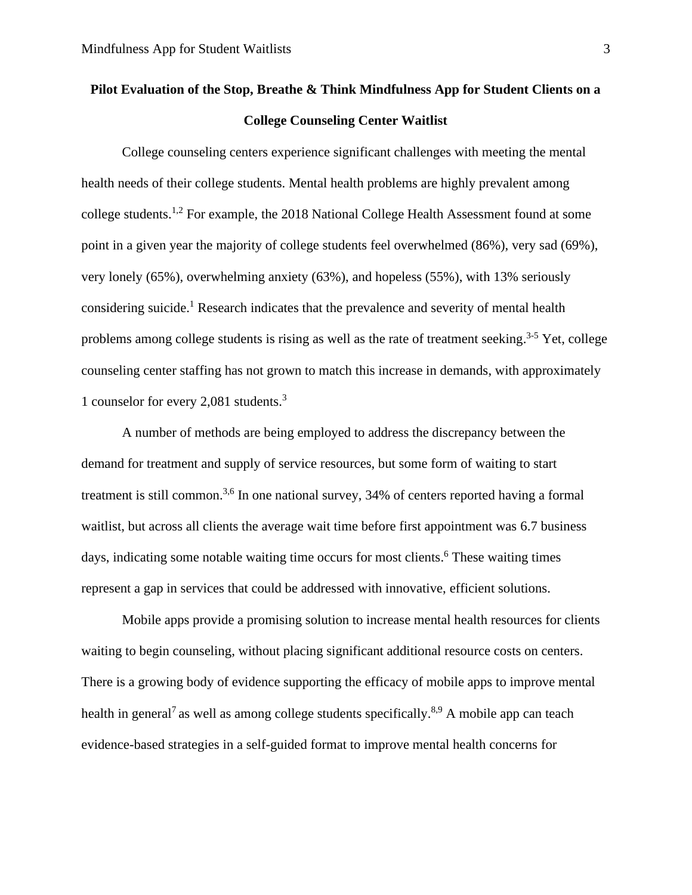# Pilot Evaluation of the Stop, Breathe & Think Mindfulness App for Student Clients on a College Counseling Center Waitlist

College counseling centers experience significant challenges with meeting the mental health needs of their college students. Mental health problems are highly prevalent among college students.[1,2] For example, the 2018 National College Health Assessment found at some point in a given year the majority of college students feel overwhelmed (86%), very sad (69%), very lonely (65%), overwhelming anxiety (63%), and hopeless (55%), with 13% seriously considering suicide.[1] Research indicates that the prevalence and severity of mental health problems among college students is rising as well as the rate of treatment seeking.[3-5] Yet, college counseling center staffing has not grown to match this increase in demands, with approximately 1 counselor for every 2,081 students.[3]

A number of methods are being employed to address the discrepancy between the demand for treatment and supply of service resources, but some form of waiting to start treatment is still common.[3,6] In one national survey, 34% of centers reported having a formal waitlist, but across all clients the average wait time before first appointment was 6.7 business days, indicating some notable waiting time occurs for most clients.[6] These waiting times represent a gap in services that could be addressed with innovative, efficient solutions.

Mobile apps provide a promising solution to increase mental health resources for clients waiting to begin counseling, without placing significant additional resource costs on centers. There is a growing body of evidence supporting the efficacy of mobile apps to improve mental health in general[7] as well as among college students specifically.[8,9] A mobile app can teach evidence-based strategies in a self-guided format to improve mental health concerns for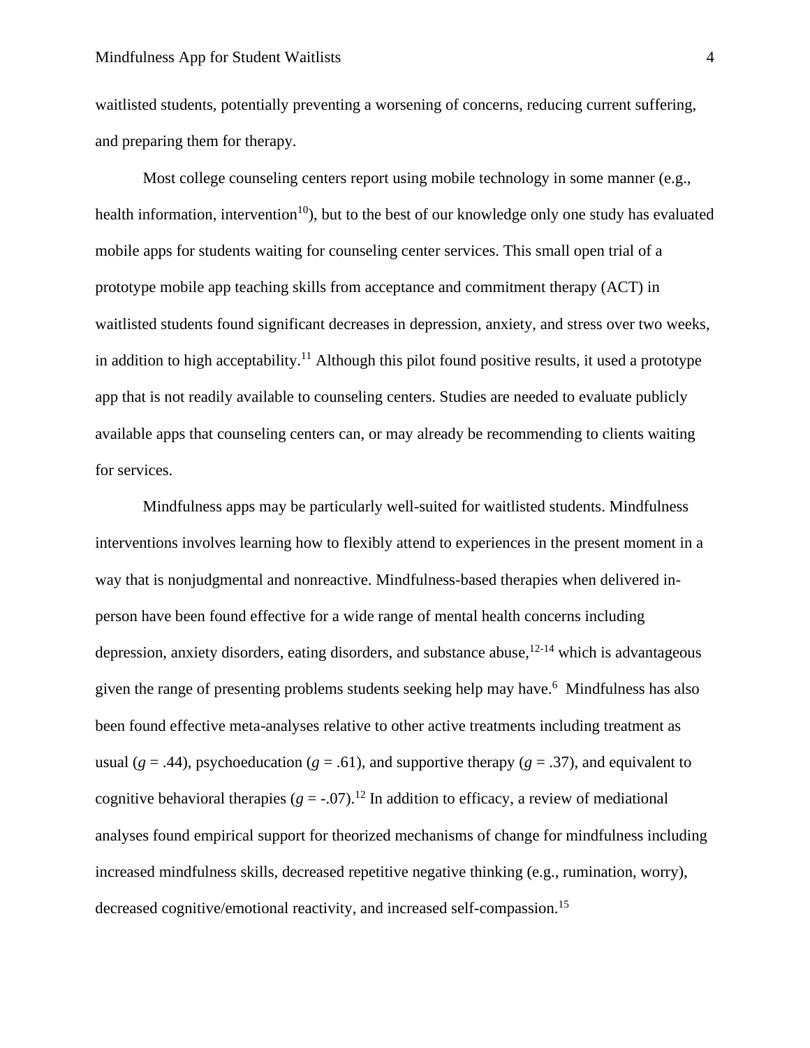waitlisted students, potentially preventing a worsening of concerns, reducing current suffering, and preparing them for therapy.

Most college counseling centers report using mobile technology in some manner (e.g., health information, intervention[10]), but to the best of our knowledge only one study has evaluated mobile apps for students waiting for counseling center services. This small open trial of a prototype mobile app teaching skills from acceptance and commitment therapy (ACT) in waitlisted students found significant decreases in depression, anxiety, and stress over two weeks, in addition to high acceptability.[11] Although this pilot found positive results, it used a prototype app that is not readily available to counseling centers. Studies are needed to evaluate publicly available apps that counseling centers can, or may already be recommending to clients waiting for services.

Mindfulness apps may be particularly well-suited for waitlisted students. Mindfulness interventions involves learning how to flexibly attend to experiences in the present moment in a way that is nonjudgmental and nonreactive. Mindfulness-based therapies when delivered in-person have been found effective for a wide range of mental health concerns including depression, anxiety disorders, eating disorders, and substance abuse,[12-14] which is advantageous given the range of presenting problems students seeking help may have.[6] Mindfulness has also been found effective meta-analyses relative to other active treatments including treatment as usual ($g = .44$), psychoeducation ($g = .61$), and supportive therapy ($g = .37$), and equivalent to cognitive behavioral therapies ($g = -.07$).[12] In addition to efficacy, a review of mediational analyses found empirical support for theorized mechanisms of change for mindfulness including increased mindfulness skills, decreased repetitive negative thinking (e.g., rumination, worry), decreased cognitive/emotional reactivity, and increased self-compassion.[15]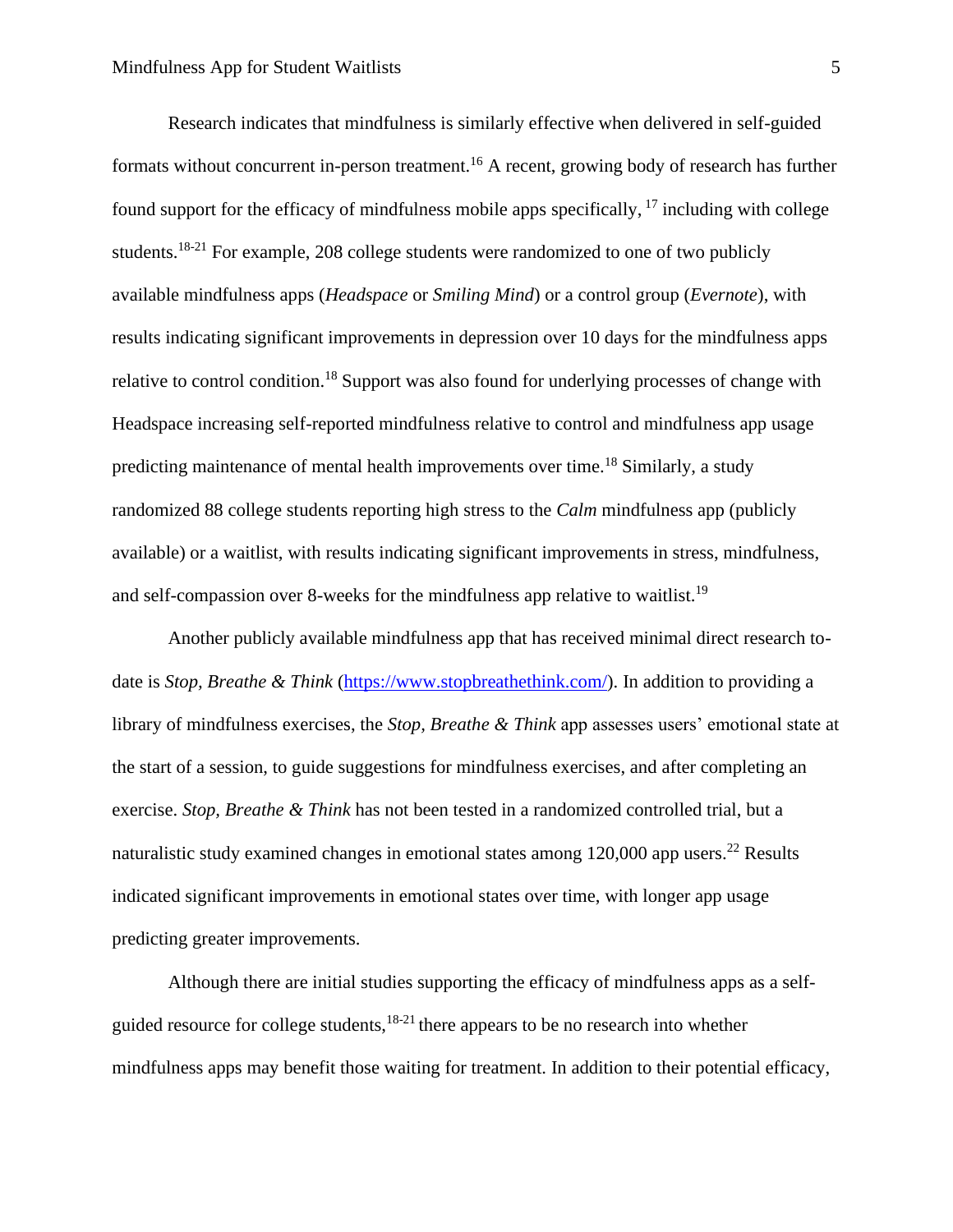Research indicates that mindfulness is similarly effective when delivered in self-guided formats without concurrent in-person treatment.[16] A recent, growing body of research has further found support for the efficacy of mindfulness mobile apps specifically, [17] including with college students.[18-21] For example, 208 college students were randomized to one of two publicly available mindfulness apps (*Headspace* or *Smiling Mind*) or a control group (*Evernote*), with results indicating significant improvements in depression over 10 days for the mindfulness apps relative to control condition.[18] Support was also found for underlying processes of change with Headspace increasing self-reported mindfulness relative to control and mindfulness app usage predicting maintenance of mental health improvements over time.[18] Similarly, a study randomized 88 college students reporting high stress to the *Calm* mindfulness app (publicly available) or a waitlist, with results indicating significant improvements in stress, mindfulness, and self-compassion over 8-weeks for the mindfulness app relative to waitlist.[19]

Another publicly available mindfulness app that has received minimal direct research to-date is *Stop, Breathe & Think* (https://www.stopbreathethink.com/). In addition to providing a library of mindfulness exercises, the *Stop, Breathe & Think* app assesses users' emotional state at the start of a session, to guide suggestions for mindfulness exercises, and after completing an exercise. *Stop, Breathe & Think* has not been tested in a randomized controlled trial, but a naturalistic study examined changes in emotional states among 120,000 app users.[22] Results indicated significant improvements in emotional states over time, with longer app usage predicting greater improvements.

Although there are initial studies supporting the efficacy of mindfulness apps as a self-guided resource for college students,[18-21] there appears to be no research into whether mindfulness apps may benefit those waiting for treatment. In addition to their potential efficacy,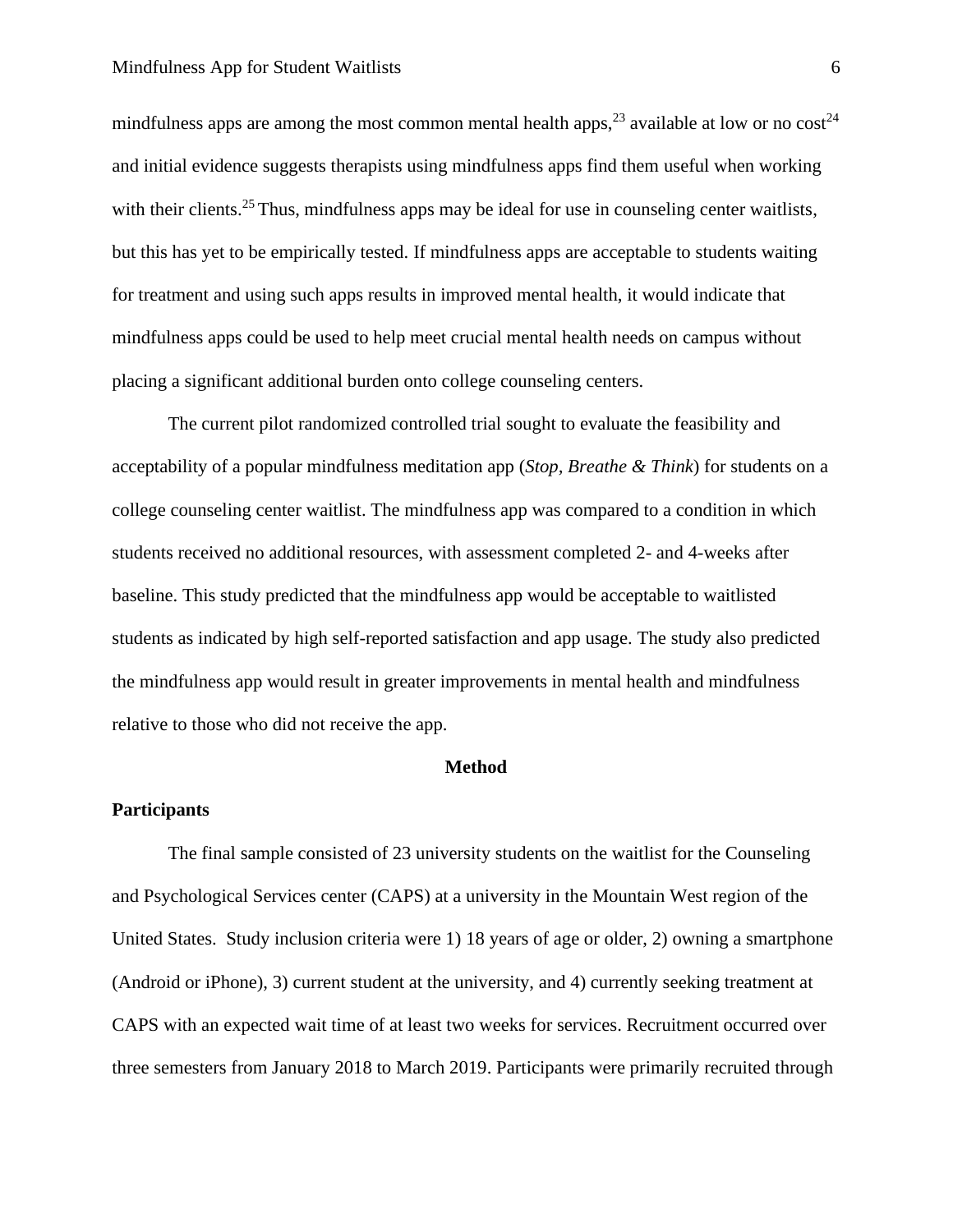mindfulness apps are among the most common mental health apps,[23] available at low or no cost[24] and initial evidence suggests therapists using mindfulness apps find them useful when working with their clients.[25] Thus, mindfulness apps may be ideal for use in counseling center waitlists, but this has yet to be empirically tested. If mindfulness apps are acceptable to students waiting for treatment and using such apps results in improved mental health, it would indicate that mindfulness apps could be used to help meet crucial mental health needs on campus without placing a significant additional burden onto college counseling centers.

The current pilot randomized controlled trial sought to evaluate the feasibility and acceptability of a popular mindfulness meditation app (*Stop, Breathe & Think*) for students on a college counseling center waitlist. The mindfulness app was compared to a condition in which students received no additional resources, with assessment completed 2- and 4-weeks after baseline. This study predicted that the mindfulness app would be acceptable to waitlisted students as indicated by high self-reported satisfaction and app usage. The study also predicted the mindfulness app would result in greater improvements in mental health and mindfulness relative to those who did not receive the app.

## Method

### Participants

The final sample consisted of 23 university students on the waitlist for the Counseling and Psychological Services center (CAPS) at a university in the Mountain West region of the United States. Study inclusion criteria were 1) 18 years of age or older, 2) owning a smartphone (Android or iPhone), 3) current student at the university, and 4) currently seeking treatment at CAPS with an expected wait time of at least two weeks for services. Recruitment occurred over three semesters from January 2018 to March 2019. Participants were primarily recruited through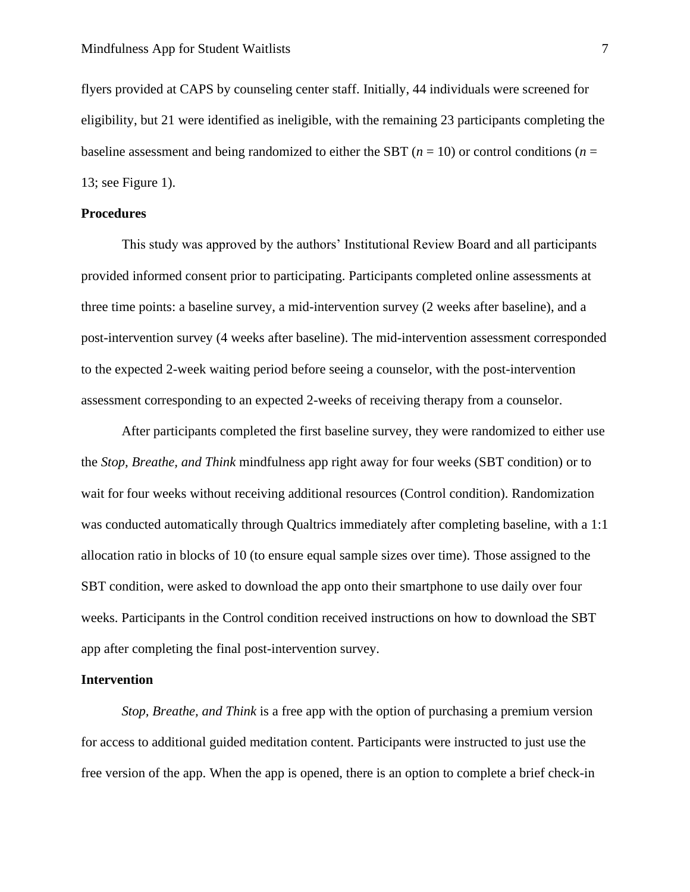flyers provided at CAPS by counseling center staff. Initially, 44 individuals were screened for eligibility, but 21 were identified as ineligible, with the remaining 23 participants completing the baseline assessment and being randomized to either the SBT ($n$ = 10) or control conditions ($n$ = 13; see Figure 1).

## Procedures

This study was approved by the authors' Institutional Review Board and all participants provided informed consent prior to participating. Participants completed online assessments at three time points: a baseline survey, a mid-intervention survey (2 weeks after baseline), and a post-intervention survey (4 weeks after baseline). The mid-intervention assessment corresponded to the expected 2-week waiting period before seeing a counselor, with the post-intervention assessment corresponding to an expected 2-weeks of receiving therapy from a counselor.

After participants completed the first baseline survey, they were randomized to either use the *Stop, Breathe, and Think* mindfulness app right away for four weeks (SBT condition) or to wait for four weeks without receiving additional resources (Control condition). Randomization was conducted automatically through Qualtrics immediately after completing baseline, with a 1:1 allocation ratio in blocks of 10 (to ensure equal sample sizes over time). Those assigned to the SBT condition, were asked to download the app onto their smartphone to use daily over four weeks. Participants in the Control condition received instructions on how to download the SBT app after completing the final post-intervention survey.

## Intervention

*Stop, Breathe, and Think* is a free app with the option of purchasing a premium version for access to additional guided meditation content. Participants were instructed to just use the free version of the app. When the app is opened, there is an option to complete a brief check-in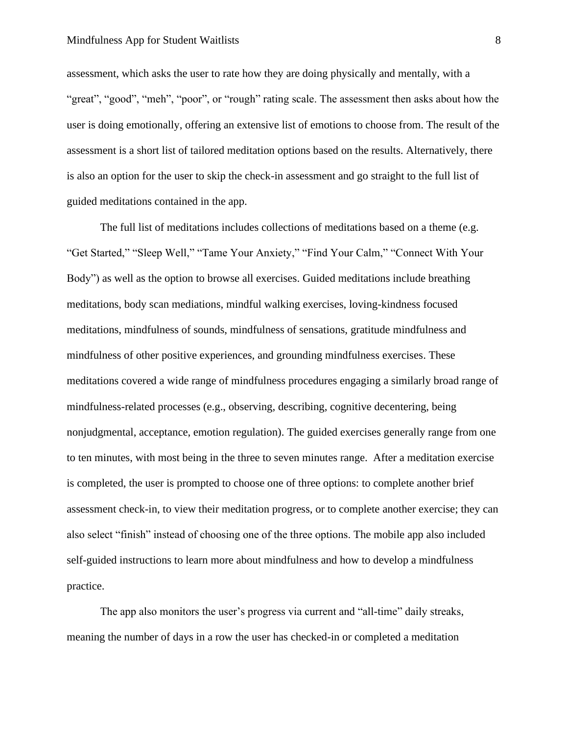assessment, which asks the user to rate how they are doing physically and mentally, with a "great", "good", "meh", "poor", or "rough" rating scale. The assessment then asks about how the user is doing emotionally, offering an extensive list of emotions to choose from. The result of the assessment is a short list of tailored meditation options based on the results. Alternatively, there is also an option for the user to skip the check-in assessment and go straight to the full list of guided meditations contained in the app.

The full list of meditations includes collections of meditations based on a theme (e.g. "Get Started," "Sleep Well," "Tame Your Anxiety," "Find Your Calm," "Connect With Your Body") as well as the option to browse all exercises. Guided meditations include breathing meditations, body scan mediations, mindful walking exercises, loving-kindness focused meditations, mindfulness of sounds, mindfulness of sensations, gratitude mindfulness and mindfulness of other positive experiences, and grounding mindfulness exercises. These meditations covered a wide range of mindfulness procedures engaging a similarly broad range of mindfulness-related processes (e.g., observing, describing, cognitive decentering, being nonjudgmental, acceptance, emotion regulation). The guided exercises generally range from one to ten minutes, with most being in the three to seven minutes range. After a meditation exercise is completed, the user is prompted to choose one of three options: to complete another brief assessment check-in, to view their meditation progress, or to complete another exercise; they can also select "finish" instead of choosing one of the three options. The mobile app also included self-guided instructions to learn more about mindfulness and how to develop a mindfulness practice.

The app also monitors the user's progress via current and "all-time" daily streaks, meaning the number of days in a row the user has checked-in or completed a meditation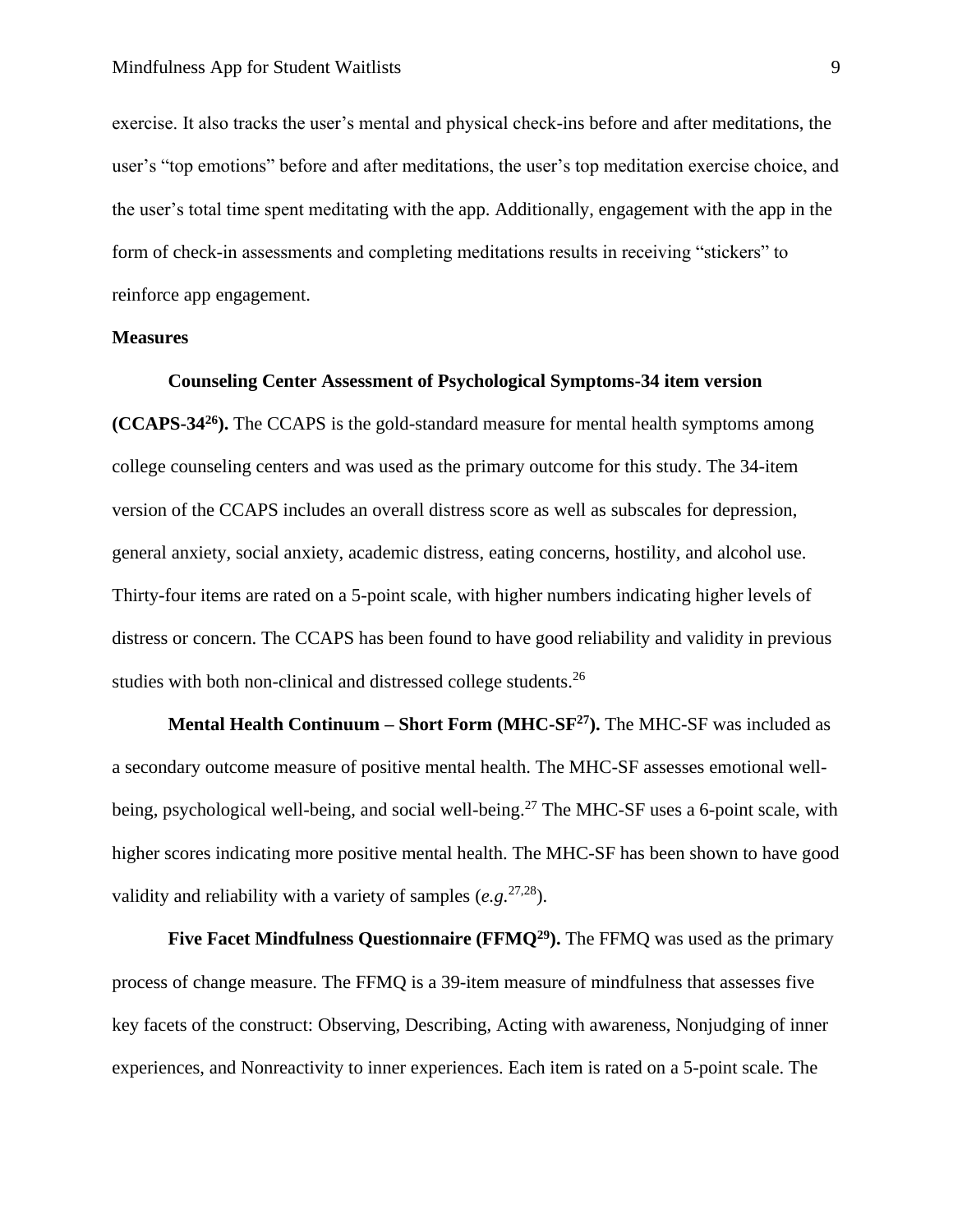exercise. It also tracks the user's mental and physical check-ins before and after meditations, the user's "top emotions" before and after meditations, the user's top meditation exercise choice, and the user's total time spent meditating with the app. Additionally, engagement with the app in the form of check-in assessments and completing meditations results in receiving "stickers" to reinforce app engagement.

**Measures**

**Counseling Center Assessment of Psychological Symptoms-34 item version (CCAPS-34[26]).** The CCAPS is the gold-standard measure for mental health symptoms among college counseling centers and was used as the primary outcome for this study. The 34-item version of the CCAPS includes an overall distress score as well as subscales for depression, general anxiety, social anxiety, academic distress, eating concerns, hostility, and alcohol use. Thirty-four items are rated on a 5-point scale, with higher numbers indicating higher levels of distress or concern. The CCAPS has been found to have good reliability and validity in previous studies with both non-clinical and distressed college students.[26]

**Mental Health Continuum – Short Form (MHC-SF[27]).** The MHC-SF was included as a secondary outcome measure of positive mental health. The MHC-SF assesses emotional well-being, psychological well-being, and social well-being.[27] The MHC-SF uses a 6-point scale, with higher scores indicating more positive mental health. The MHC-SF has been shown to have good validity and reliability with a variety of samples (*e.g.*[27,28]).

**Five Facet Mindfulness Questionnaire (FFMQ[29]).** The FFMQ was used as the primary process of change measure. The FFMQ is a 39-item measure of mindfulness that assesses five key facets of the construct: Observing, Describing, Acting with awareness, Nonjudging of inner experiences, and Nonreactivity to inner experiences. Each item is rated on a 5-point scale. The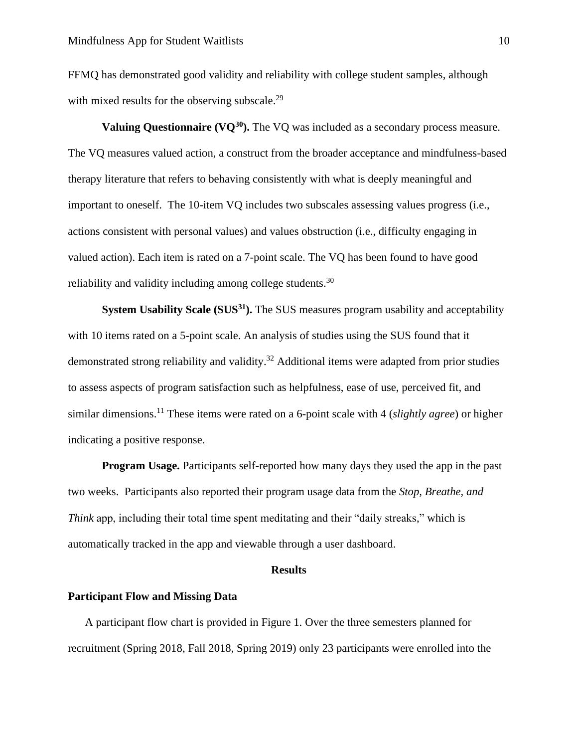FFMQ has demonstrated good validity and reliability with college student samples, although with mixed results for the observing subscale.[29]

**Valuing Questionnaire (VQ[30]).** The VQ was included as a secondary process measure. The VQ measures valued action, a construct from the broader acceptance and mindfulness-based therapy literature that refers to behaving consistently with what is deeply meaningful and important to oneself. The 10-item VQ includes two subscales assessing values progress (i.e., actions consistent with personal values) and values obstruction (i.e., difficulty engaging in valued action). Each item is rated on a 7-point scale. The VQ has been found to have good reliability and validity including among college students.[30]

**System Usability Scale (SUS[31]).** The SUS measures program usability and acceptability with 10 items rated on a 5-point scale. An analysis of studies using the SUS found that it demonstrated strong reliability and validity.[32] Additional items were adapted from prior studies to assess aspects of program satisfaction such as helpfulness, ease of use, perceived fit, and similar dimensions.[11] These items were rated on a 6-point scale with 4 (*slightly agree*) or higher indicating a positive response.

**Program Usage.** Participants self-reported how many days they used the app in the past two weeks. Participants also reported their program usage data from the *Stop, Breathe, and Think* app, including their total time spent meditating and their "daily streaks," which is automatically tracked in the app and viewable through a user dashboard.

## Results

### Participant Flow and Missing Data

A participant flow chart is provided in Figure 1. Over the three semesters planned for recruitment (Spring 2018, Fall 2018, Spring 2019) only 23 participants were enrolled into the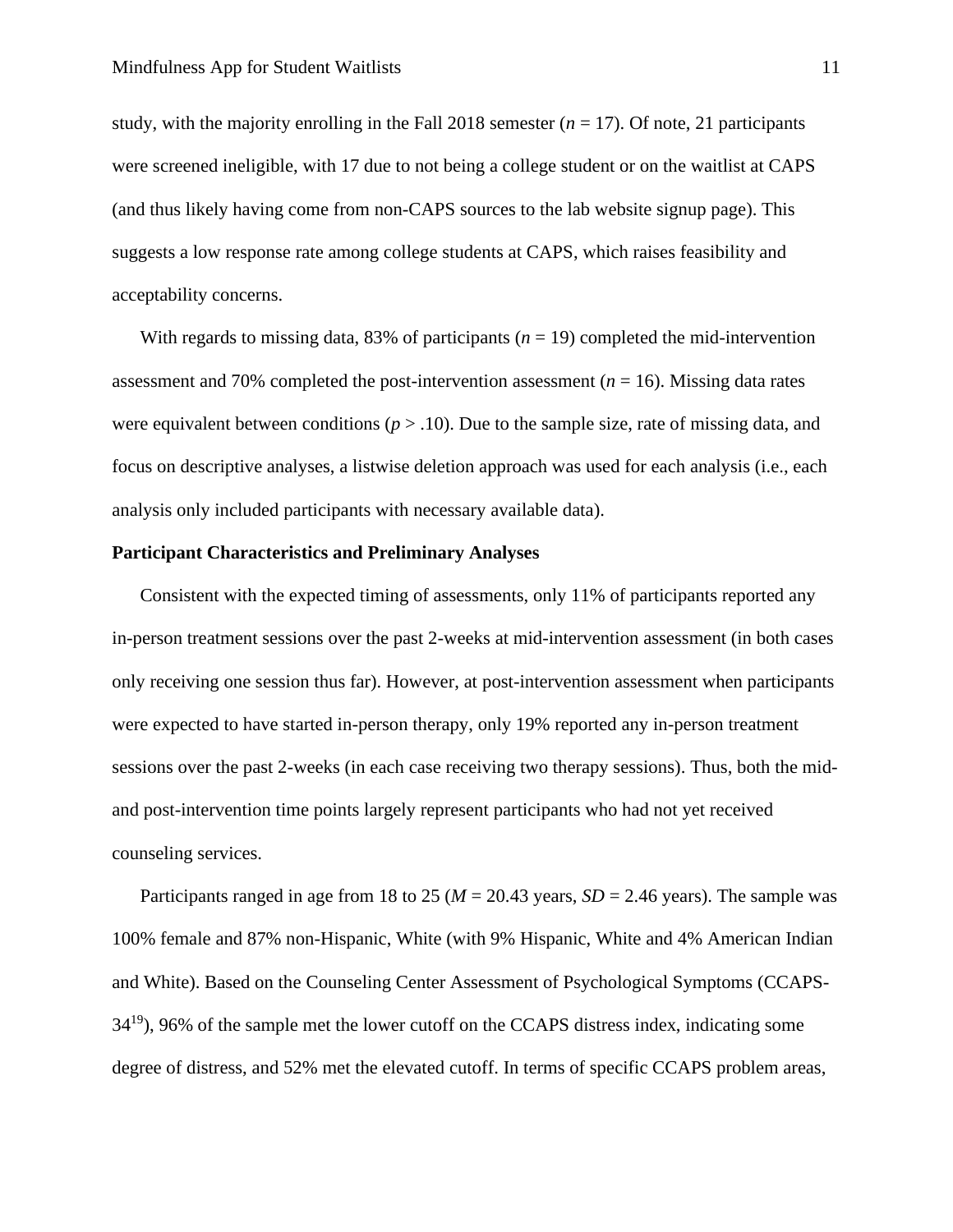study, with the majority enrolling in the Fall 2018 semester ($n$ = 17). Of note, 21 participants were screened ineligible, with 17 due to not being a college student or on the waitlist at CAPS (and thus likely having come from non-CAPS sources to the lab website signup page). This suggests a low response rate among college students at CAPS, which raises feasibility and acceptability concerns.

With regards to missing data, 83% of participants ($n$ = 19) completed the mid-intervention assessment and 70% completed the post-intervention assessment ($n$ = 16). Missing data rates were equivalent between conditions ($p > .10$). Due to the sample size, rate of missing data, and focus on descriptive analyses, a listwise deletion approach was used for each analysis (i.e., each analysis only included participants with necessary available data).

**Participant Characteristics and Preliminary Analyses**

Consistent with the expected timing of assessments, only 11% of participants reported any in-person treatment sessions over the past 2-weeks at mid-intervention assessment (in both cases only receiving one session thus far). However, at post-intervention assessment when participants were expected to have started in-person therapy, only 19% reported any in-person treatment sessions over the past 2-weeks (in each case receiving two therapy sessions). Thus, both the mid- and post-intervention time points largely represent participants who had not yet received counseling services.

Participants ranged in age from 18 to 25 ($M$ = 20.43 years, $SD$ = 2.46 years). The sample was 100% female and 87% non-Hispanic, White (with 9% Hispanic, White and 4% American Indian and White). Based on the Counseling Center Assessment of Psychological Symptoms (CCAPS-34[19]), 96% of the sample met the lower cutoff on the CCAPS distress index, indicating some degree of distress, and 52% met the elevated cutoff. In terms of specific CCAPS problem areas,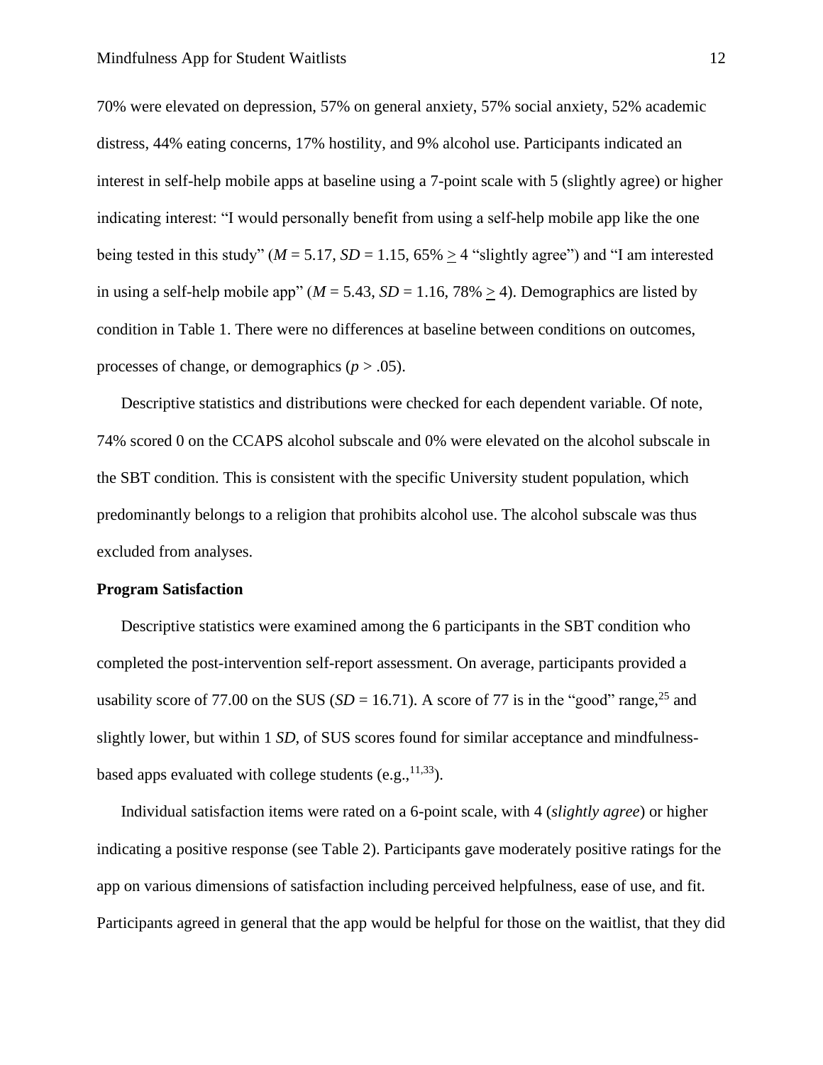70% were elevated on depression, 57% on general anxiety, 57% social anxiety, 52% academic distress, 44% eating concerns, 17% hostility, and 9% alcohol use. Participants indicated an interest in self-help mobile apps at baseline using a 7-point scale with 5 (slightly agree) or higher indicating interest: "I would personally benefit from using a self-help mobile app like the one being tested in this study" ($M = 5.17$, $SD = 1.15$, 65% $\geq$ 4 "slightly agree") and "I am interested in using a self-help mobile app" ($M = 5.43$, $SD = 1.16$, 78% $\geq$ 4). Demographics are listed by condition in Table 1. There were no differences at baseline between conditions on outcomes, processes of change, or demographics ($p > .05$).

Descriptive statistics and distributions were checked for each dependent variable. Of note, 74% scored 0 on the CCAPS alcohol subscale and 0% were elevated on the alcohol subscale in the SBT condition. This is consistent with the specific University student population, which predominantly belongs to a religion that prohibits alcohol use. The alcohol subscale was thus excluded from analyses.

**Program Satisfaction**

Descriptive statistics were examined among the 6 participants in the SBT condition who completed the post-intervention self-report assessment. On average, participants provided a usability score of 77.00 on the SUS ($SD = 16.71$). A score of 77 is in the "good" range,[25] and slightly lower, but within 1 *SD*, of SUS scores found for similar acceptance and mindfulness-based apps evaluated with college students (e.g.,[11,33]).

Individual satisfaction items were rated on a 6-point scale, with 4 (*slightly agree*) or higher indicating a positive response (see Table 2). Participants gave moderately positive ratings for the app on various dimensions of satisfaction including perceived helpfulness, ease of use, and fit. Participants agreed in general that the app would be helpful for those on the waitlist, that they did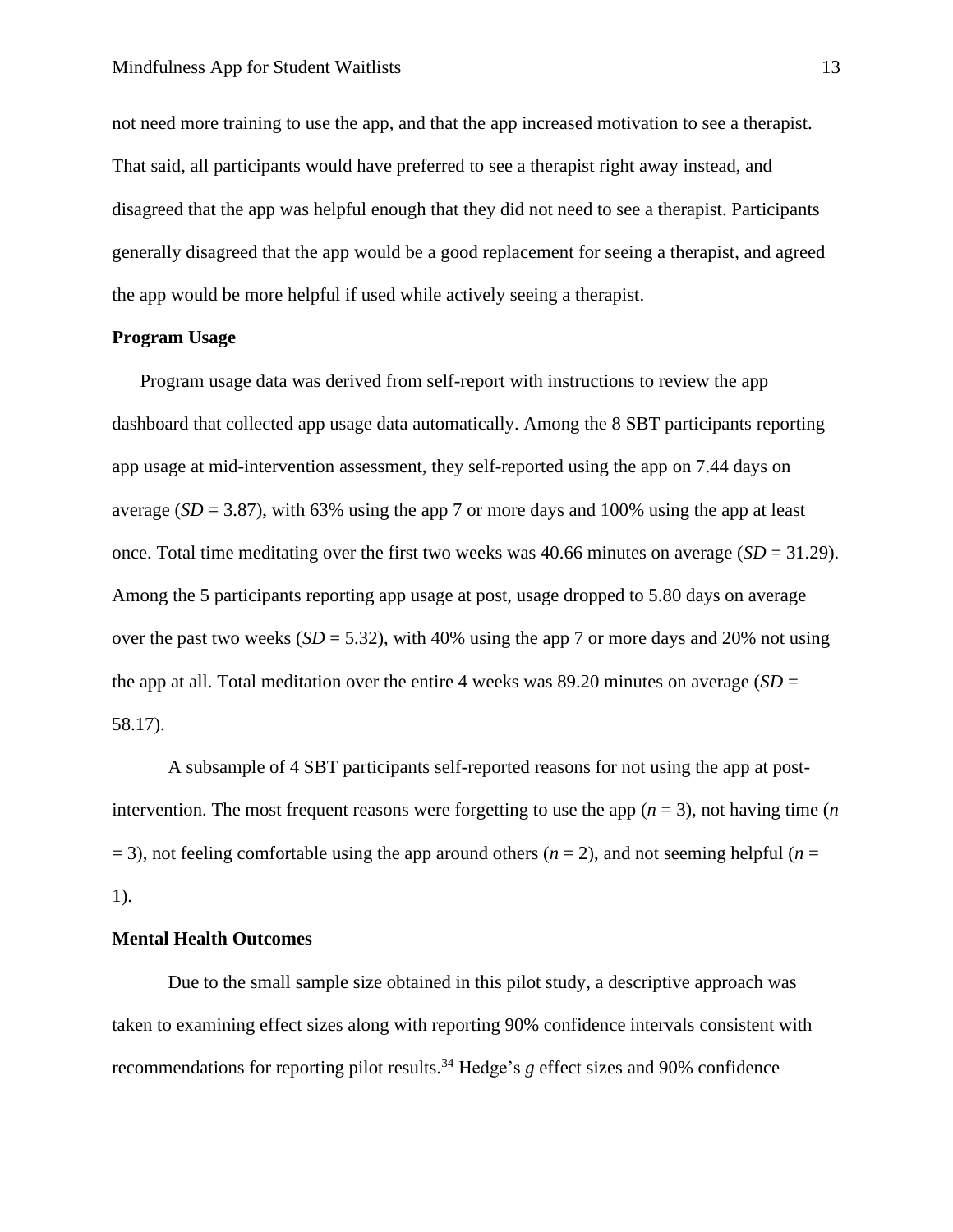not need more training to use the app, and that the app increased motivation to see a therapist. That said, all participants would have preferred to see a therapist right away instead, and disagreed that the app was helpful enough that they did not need to see a therapist. Participants generally disagreed that the app would be a good replacement for seeing a therapist, and agreed the app would be more helpful if used while actively seeing a therapist.

**Program Usage**

Program usage data was derived from self-report with instructions to review the app dashboard that collected app usage data automatically. Among the 8 SBT participants reporting app usage at mid-intervention assessment, they self-reported using the app on 7.44 days on average (*SD* = 3.87), with 63% using the app 7 or more days and 100% using the app at least once. Total time meditating over the first two weeks was 40.66 minutes on average (*SD* = 31.29). Among the 5 participants reporting app usage at post, usage dropped to 5.80 days on average over the past two weeks (*SD* = 5.32), with 40% using the app 7 or more days and 20% not using the app at all. Total meditation over the entire 4 weeks was 89.20 minutes on average (*SD* = 58.17).

A subsample of 4 SBT participants self-reported reasons for not using the app at post-intervention. The most frequent reasons were forgetting to use the app (*n* = 3), not having time (*n* = 3), not feeling comfortable using the app around others (*n* = 2), and not seeming helpful (*n* = 1).

**Mental Health Outcomes**

Due to the small sample size obtained in this pilot study, a descriptive approach was taken to examining effect sizes along with reporting 90% confidence intervals consistent with recommendations for reporting pilot results.[34] Hedge's *g* effect sizes and 90% confidence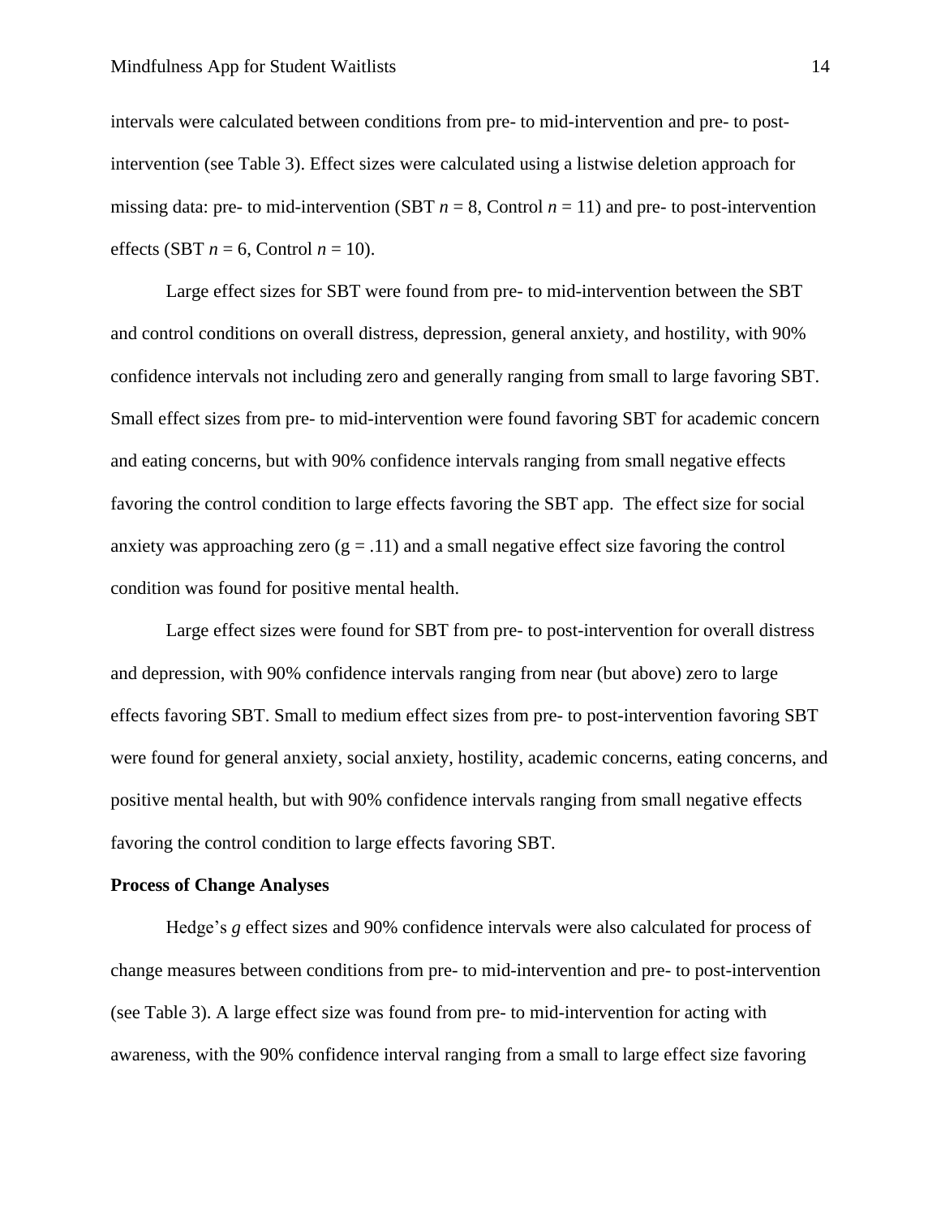intervals were calculated between conditions from pre- to mid-intervention and pre- to post-intervention (see Table 3). Effect sizes were calculated using a listwise deletion approach for missing data: pre- to mid-intervention (SBT $n = 8$, Control $n = 11$) and pre- to post-intervention effects (SBT $n = 6$, Control $n = 10$).

Large effect sizes for SBT were found from pre- to mid-intervention between the SBT and control conditions on overall distress, depression, general anxiety, and hostility, with 90% confidence intervals not including zero and generally ranging from small to large favoring SBT. Small effect sizes from pre- to mid-intervention were found favoring SBT for academic concern and eating concerns, but with 90% confidence intervals ranging from small negative effects favoring the control condition to large effects favoring the SBT app. The effect size for social anxiety was approaching zero ($g = .11$) and a small negative effect size favoring the control condition was found for positive mental health.

Large effect sizes were found for SBT from pre- to post-intervention for overall distress and depression, with 90% confidence intervals ranging from near (but above) zero to large effects favoring SBT. Small to medium effect sizes from pre- to post-intervention favoring SBT were found for general anxiety, social anxiety, hostility, academic concerns, eating concerns, and positive mental health, but with 90% confidence intervals ranging from small negative effects favoring the control condition to large effects favoring SBT.

**Process of Change Analyses**

Hedge's *g* effect sizes and 90% confidence intervals were also calculated for process of change measures between conditions from pre- to mid-intervention and pre- to post-intervention (see Table 3). A large effect size was found from pre- to mid-intervention for acting with awareness, with the 90% confidence interval ranging from a small to large effect size favoring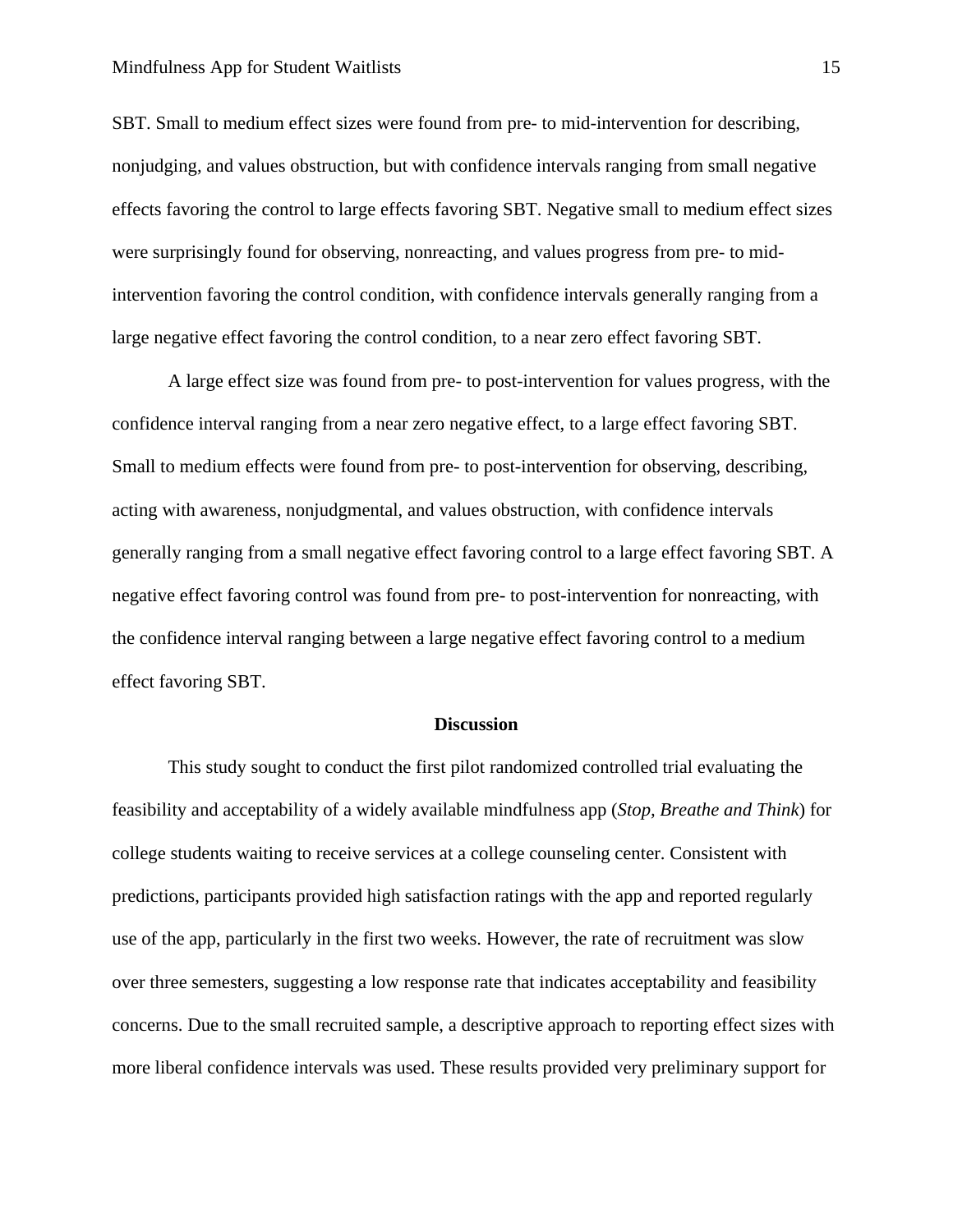SBT. Small to medium effect sizes were found from pre- to mid-intervention for describing, nonjudging, and values obstruction, but with confidence intervals ranging from small negative effects favoring the control to large effects favoring SBT. Negative small to medium effect sizes were surprisingly found for observing, nonreacting, and values progress from pre- to mid-intervention favoring the control condition, with confidence intervals generally ranging from a large negative effect favoring the control condition, to a near zero effect favoring SBT.

A large effect size was found from pre- to post-intervention for values progress, with the confidence interval ranging from a near zero negative effect, to a large effect favoring SBT. Small to medium effects were found from pre- to post-intervention for observing, describing, acting with awareness, nonjudgmental, and values obstruction, with confidence intervals generally ranging from a small negative effect favoring control to a large effect favoring SBT. A negative effect favoring control was found from pre- to post-intervention for nonreacting, with the confidence interval ranging between a large negative effect favoring control to a medium effect favoring SBT.

## Discussion

This study sought to conduct the first pilot randomized controlled trial evaluating the feasibility and acceptability of a widely available mindfulness app (*Stop, Breathe and Think*) for college students waiting to receive services at a college counseling center. Consistent with predictions, participants provided high satisfaction ratings with the app and reported regularly use of the app, particularly in the first two weeks. However, the rate of recruitment was slow over three semesters, suggesting a low response rate that indicates acceptability and feasibility concerns. Due to the small recruited sample, a descriptive approach to reporting effect sizes with more liberal confidence intervals was used. These results provided very preliminary support for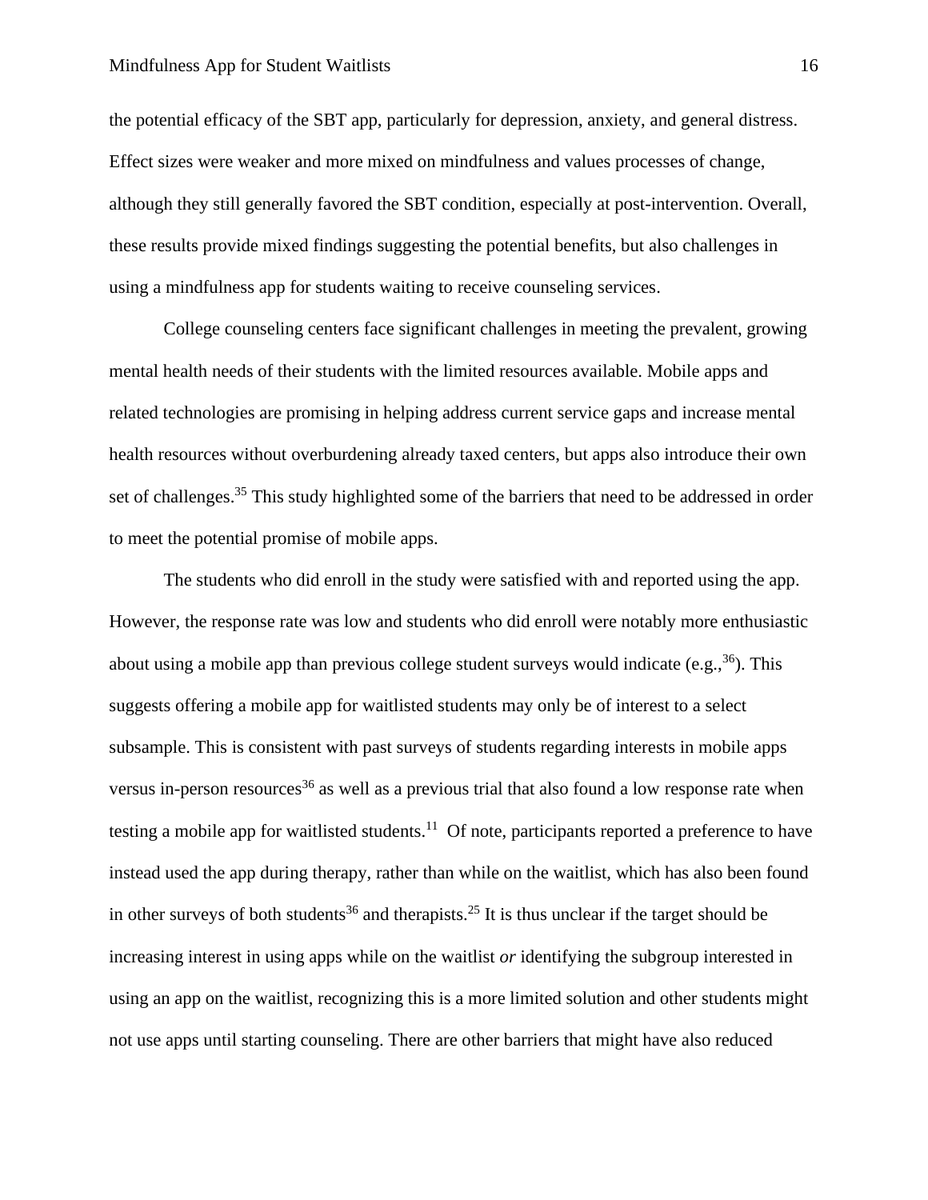the potential efficacy of the SBT app, particularly for depression, anxiety, and general distress. Effect sizes were weaker and more mixed on mindfulness and values processes of change, although they still generally favored the SBT condition, especially at post-intervention. Overall, these results provide mixed findings suggesting the potential benefits, but also challenges in using a mindfulness app for students waiting to receive counseling services.

College counseling centers face significant challenges in meeting the prevalent, growing mental health needs of their students with the limited resources available. Mobile apps and related technologies are promising in helping address current service gaps and increase mental health resources without overburdening already taxed centers, but apps also introduce their own set of challenges.[35] This study highlighted some of the barriers that need to be addressed in order to meet the potential promise of mobile apps.

The students who did enroll in the study were satisfied with and reported using the app. However, the response rate was low and students who did enroll were notably more enthusiastic about using a mobile app than previous college student surveys would indicate (e.g.,[36]). This suggests offering a mobile app for waitlisted students may only be of interest to a select subsample. This is consistent with past surveys of students regarding interests in mobile apps versus in-person resources[36] as well as a previous trial that also found a low response rate when testing a mobile app for waitlisted students.[11] Of note, participants reported a preference to have instead used the app during therapy, rather than while on the waitlist, which has also been found in other surveys of both students[36] and therapists.[25] It is thus unclear if the target should be increasing interest in using apps while on the waitlist *or* identifying the subgroup interested in using an app on the waitlist, recognizing this is a more limited solution and other students might not use apps until starting counseling. There are other barriers that might have also reduced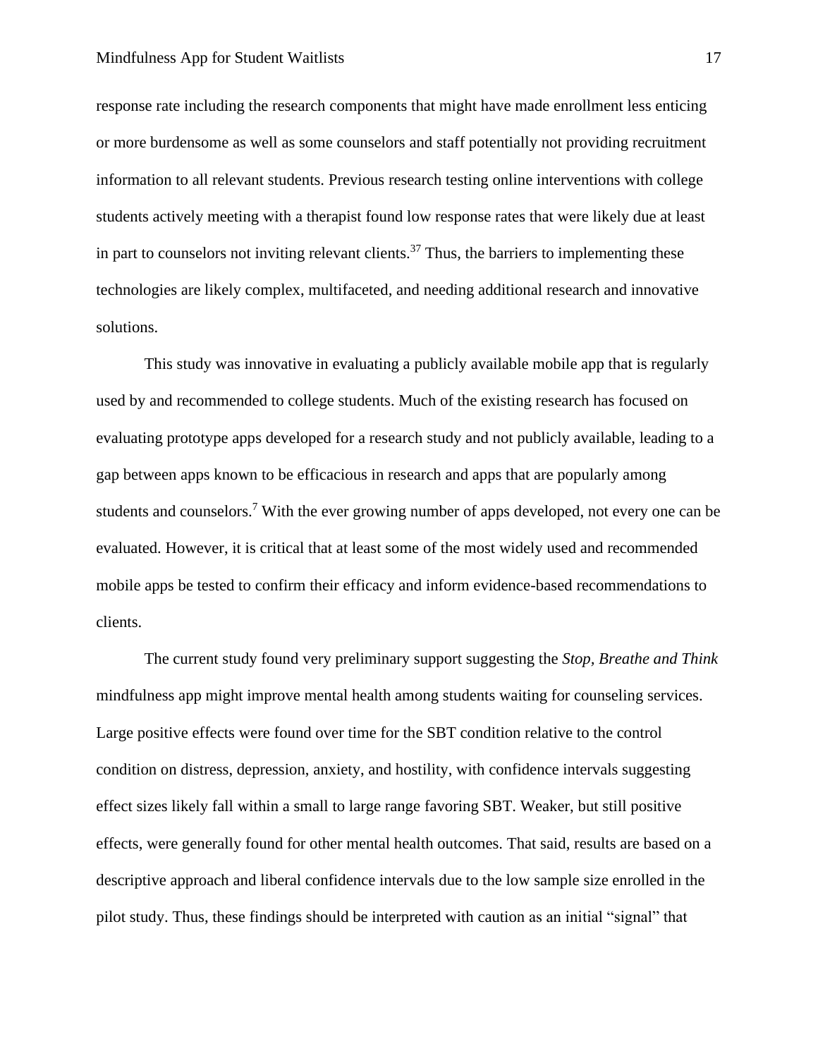response rate including the research components that might have made enrollment less enticing or more burdensome as well as some counselors and staff potentially not providing recruitment information to all relevant students. Previous research testing online interventions with college students actively meeting with a therapist found low response rates that were likely due at least in part to counselors not inviting relevant clients.[37] Thus, the barriers to implementing these technologies are likely complex, multifaceted, and needing additional research and innovative solutions.

This study was innovative in evaluating a publicly available mobile app that is regularly used by and recommended to college students. Much of the existing research has focused on evaluating prototype apps developed for a research study and not publicly available, leading to a gap between apps known to be efficacious in research and apps that are popularly among students and counselors.[7] With the ever growing number of apps developed, not every one can be evaluated. However, it is critical that at least some of the most widely used and recommended mobile apps be tested to confirm their efficacy and inform evidence-based recommendations to clients.

The current study found very preliminary support suggesting the *Stop, Breathe and Think* mindfulness app might improve mental health among students waiting for counseling services. Large positive effects were found over time for the SBT condition relative to the control condition on distress, depression, anxiety, and hostility, with confidence intervals suggesting effect sizes likely fall within a small to large range favoring SBT. Weaker, but still positive effects, were generally found for other mental health outcomes. That said, results are based on a descriptive approach and liberal confidence intervals due to the low sample size enrolled in the pilot study. Thus, these findings should be interpreted with caution as an initial "signal" that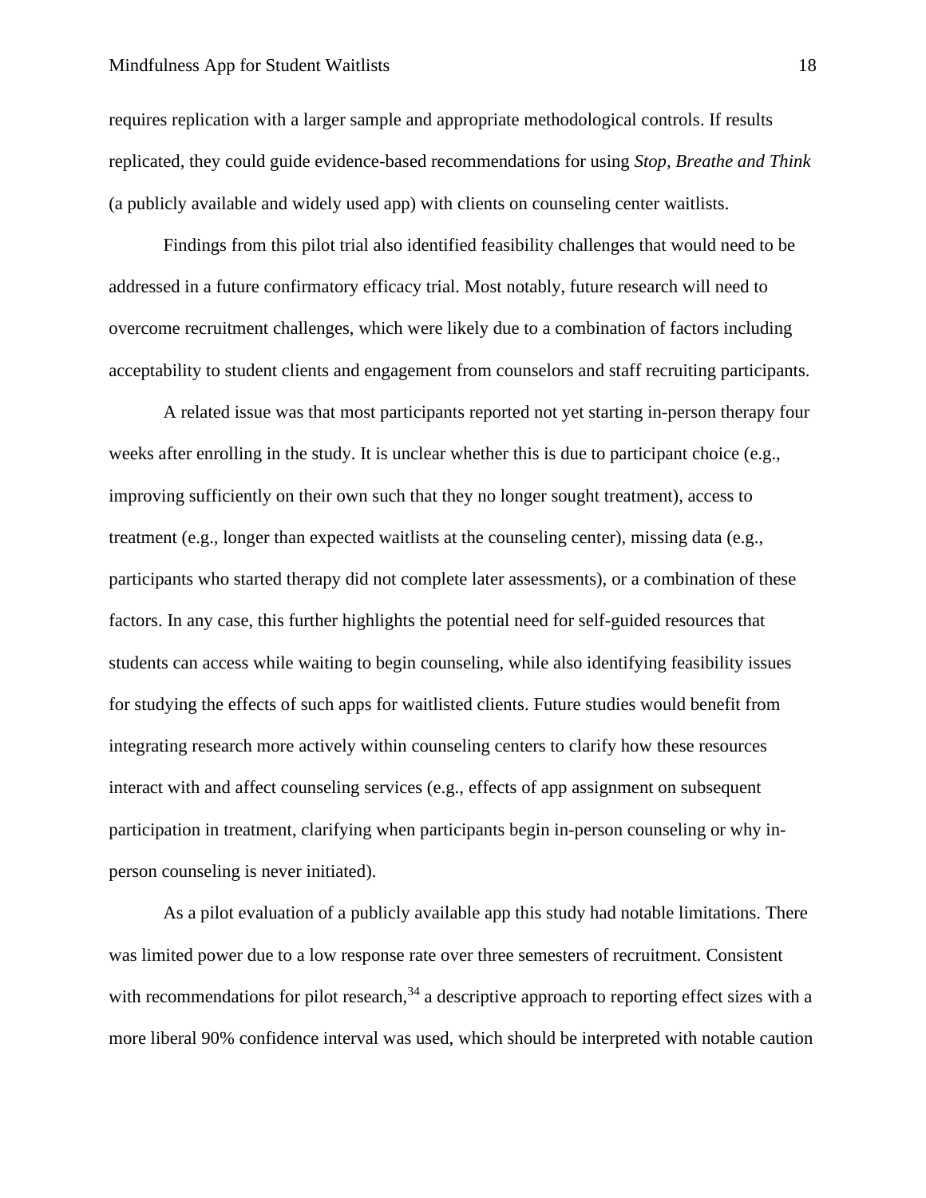requires replication with a larger sample and appropriate methodological controls. If results replicated, they could guide evidence-based recommendations for using *Stop, Breathe and Think* (a publicly available and widely used app) with clients on counseling center waitlists.

Findings from this pilot trial also identified feasibility challenges that would need to be addressed in a future confirmatory efficacy trial. Most notably, future research will need to overcome recruitment challenges, which were likely due to a combination of factors including acceptability to student clients and engagement from counselors and staff recruiting participants.

A related issue was that most participants reported not yet starting in-person therapy four weeks after enrolling in the study. It is unclear whether this is due to participant choice (e.g., improving sufficiently on their own such that they no longer sought treatment), access to treatment (e.g., longer than expected waitlists at the counseling center), missing data (e.g., participants who started therapy did not complete later assessments), or a combination of these factors. In any case, this further highlights the potential need for self-guided resources that students can access while waiting to begin counseling, while also identifying feasibility issues for studying the effects of such apps for waitlisted clients. Future studies would benefit from integrating research more actively within counseling centers to clarify how these resources interact with and affect counseling services (e.g., effects of app assignment on subsequent participation in treatment, clarifying when participants begin in-person counseling or why in-person counseling is never initiated).

As a pilot evaluation of a publicly available app this study had notable limitations. There was limited power due to a low response rate over three semesters of recruitment. Consistent with recommendations for pilot research,[34] a descriptive approach to reporting effect sizes with a more liberal 90% confidence interval was used, which should be interpreted with notable caution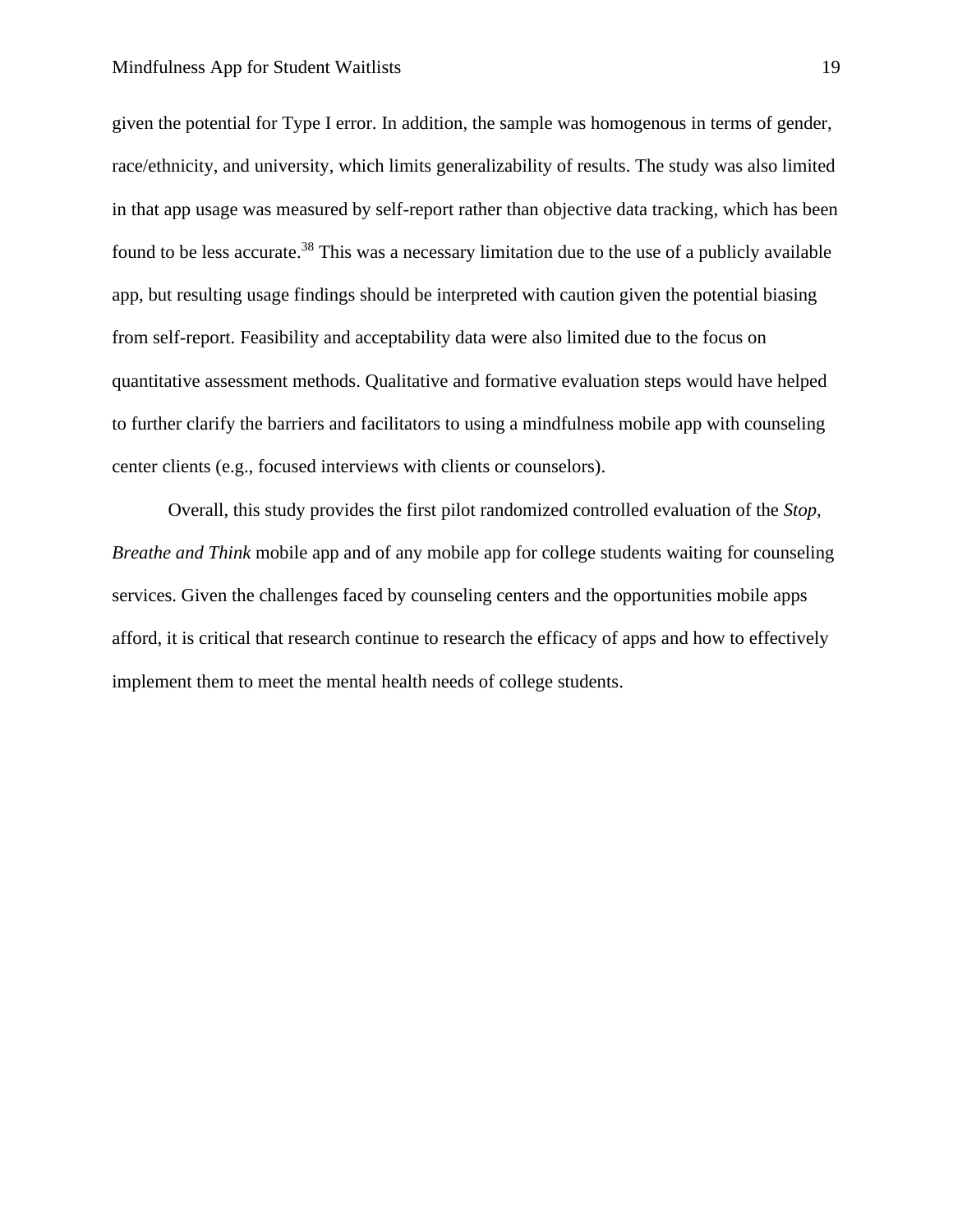given the potential for Type I error. In addition, the sample was homogenous in terms of gender, race/ethnicity, and university, which limits generalizability of results. The study was also limited in that app usage was measured by self-report rather than objective data tracking, which has been found to be less accurate.[38] This was a necessary limitation due to the use of a publicly available app, but resulting usage findings should be interpreted with caution given the potential biasing from self-report. Feasibility and acceptability data were also limited due to the focus on quantitative assessment methods. Qualitative and formative evaluation steps would have helped to further clarify the barriers and facilitators to using a mindfulness mobile app with counseling center clients (e.g., focused interviews with clients or counselors).

Overall, this study provides the first pilot randomized controlled evaluation of the *Stop, Breathe and Think* mobile app and of any mobile app for college students waiting for counseling services. Given the challenges faced by counseling centers and the opportunities mobile apps afford, it is critical that research continue to research the efficacy of apps and how to effectively implement them to meet the mental health needs of college students.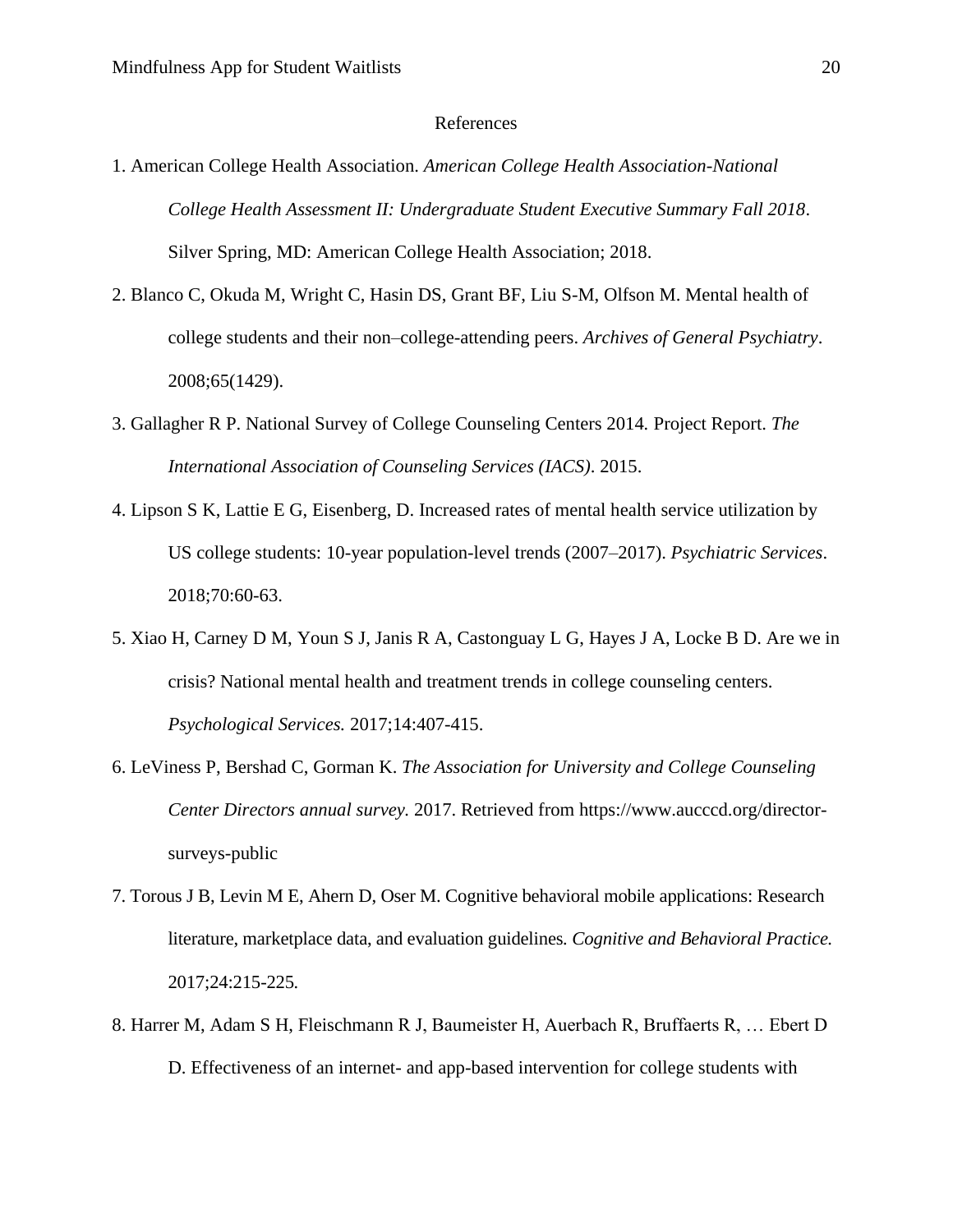# References

1. American College Health Association. *American College Health Association-National College Health Assessment II: Undergraduate Student Executive Summary Fall 2018*. Silver Spring, MD: American College Health Association; 2018.

2. Blanco C, Okuda M, Wright C, Hasin DS, Grant BF, Liu S-M, Olfson M. Mental health of college students and their non–college-attending peers. *Archives of General Psychiatry*. 2008;65(1429).

3. Gallagher R P. National Survey of College Counseling Centers 2014*.* Project Report*. The International Association of Counseling Services (IACS)*. 2015.

4. Lipson S K, Lattie E G, Eisenberg, D. Increased rates of mental health service utilization by US college students: 10-year population-level trends (2007–2017). *Psychiatric Services*. 2018;70:60-63.

5. Xiao H, Carney D M, Youn S J, Janis R A, Castonguay L G, Hayes J A, Locke B D. Are we in crisis? National mental health and treatment trends in college counseling centers. *Psychological Services.* 2017;14:407-415.

6. LeViness P, Bershad C, Gorman K. *The Association for University and College Counseling Center Directors annual survey.* 2017. Retrieved from https://www.aucccd.org/director-surveys-public

7. Torous J B, Levin M E, Ahern D, Oser M. Cognitive behavioral mobile applications: Research literature, marketplace data, and evaluation guidelines*. Cognitive and Behavioral Practice.* 2017;24:215-225*.*

8. Harrer M, Adam S H, Fleischmann R J, Baumeister H, Auerbach R, Bruffaerts R, … Ebert D D. Effectiveness of an internet- and app-based intervention for college students with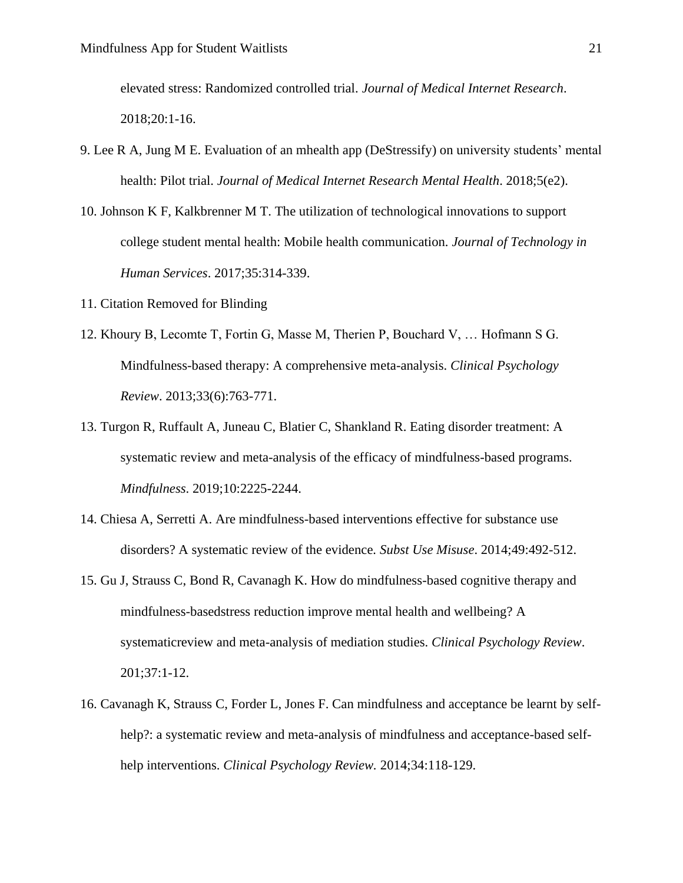elevated stress: Randomized controlled trial. *Journal of Medical Internet Research*. 2018;20:1-16.

9. Lee R A, Jung M E. Evaluation of an mhealth app (DeStressify) on university students' mental health: Pilot trial. *Journal of Medical Internet Research Mental Health*. 2018;5(e2).

10. Johnson K F, Kalkbrenner M T. The utilization of technological innovations to support college student mental health: Mobile health communication. *Journal of Technology in Human Services*. 2017;35:314-339.

11. Citation Removed for Blinding

12. Khoury B, Lecomte T, Fortin G, Masse M, Therien P, Bouchard V, … Hofmann S G. Mindfulness-based therapy: A comprehensive meta-analysis. *Clinical Psychology Review*. 2013;33(6):763-771.

13. Turgon R, Ruffault A, Juneau C, Blatier C, Shankland R. Eating disorder treatment: A systematic review and meta-analysis of the efficacy of mindfulness-based programs. *Mindfulness*. 2019;10:2225-2244.

14. Chiesa A, Serretti A. Are mindfulness-based interventions effective for substance use disorders? A systematic review of the evidence. *Subst Use Misuse*. 2014;49:492-512.

15. Gu J, Strauss C, Bond R, Cavanagh K. How do mindfulness-based cognitive therapy and mindfulness-basedstress reduction improve mental health and wellbeing? A systematicreview and meta-analysis of mediation studies. *Clinical Psychology Review*. 201;37:1-12.

16. Cavanagh K, Strauss C, Forder L, Jones F. Can mindfulness and acceptance be learnt by self-help?: a systematic review and meta-analysis of mindfulness and acceptance-based self-help interventions. *Clinical Psychology Review.* 2014;34:118-129.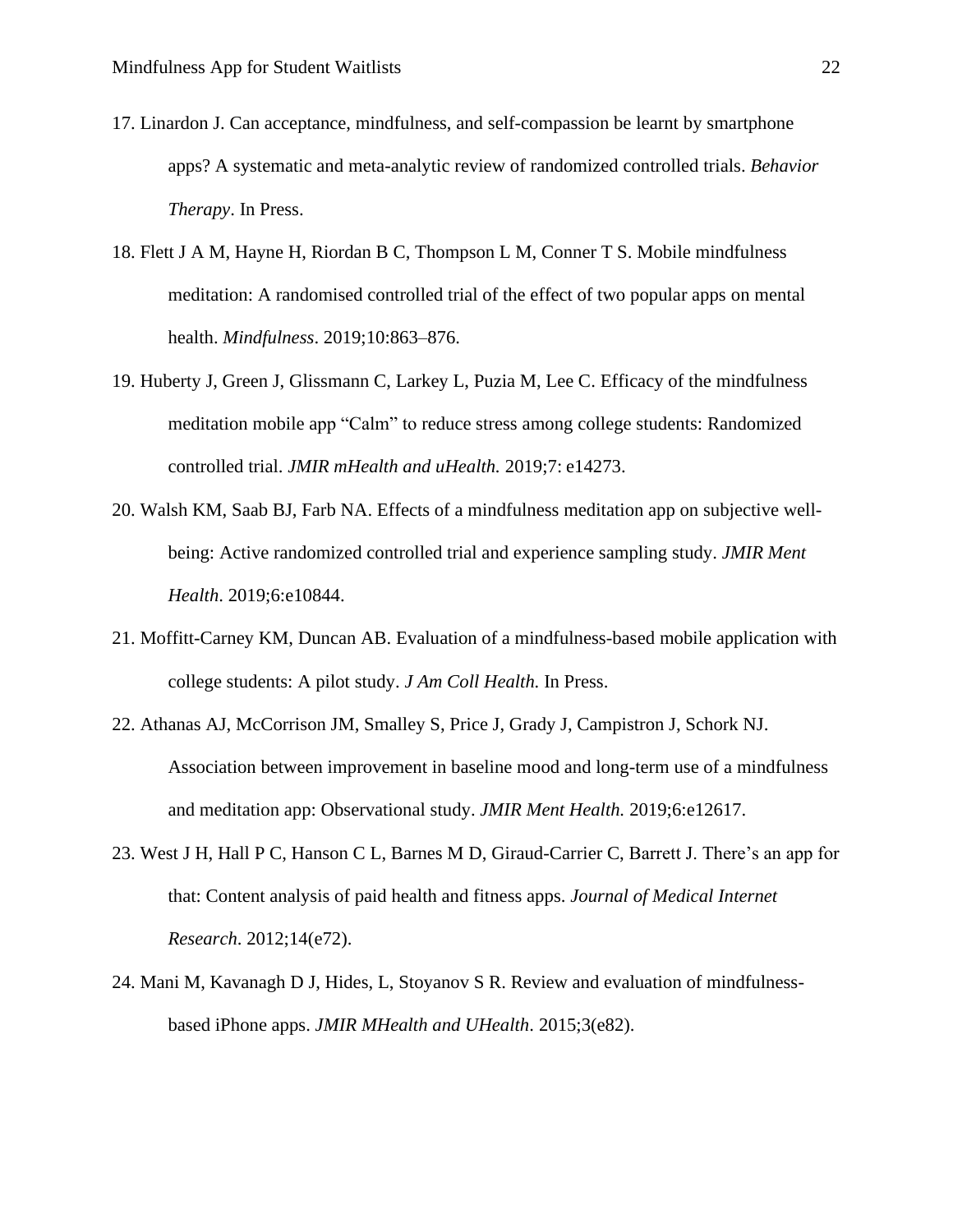17. Linardon J. Can acceptance, mindfulness, and self-compassion be learnt by smartphone apps? A systematic and meta-analytic review of randomized controlled trials. *Behavior Therapy*. In Press.

18. Flett J A M, Hayne H, Riordan B C, Thompson L M, Conner T S. Mobile mindfulness meditation: A randomised controlled trial of the effect of two popular apps on mental health. *Mindfulness*. 2019;10:863–876.

19. Huberty J, Green J, Glissmann C, Larkey L, Puzia M, Lee C. Efficacy of the mindfulness meditation mobile app "Calm" to reduce stress among college students: Randomized controlled trial. *JMIR mHealth and uHealth.* 2019;7: e14273.

20. Walsh KM, Saab BJ, Farb NA. Effects of a mindfulness meditation app on subjective well-being: Active randomized controlled trial and experience sampling study. *JMIR Ment Health*. 2019;6:e10844.

21. Moffitt-Carney KM, Duncan AB. Evaluation of a mindfulness-based mobile application with college students: A pilot study. *J Am Coll Health.* In Press.

22. Athanas AJ, McCorrison JM, Smalley S, Price J, Grady J, Campistron J, Schork NJ. Association between improvement in baseline mood and long-term use of a mindfulness and meditation app: Observational study. *JMIR Ment Health.* 2019;6:e12617.

23. West J H, Hall P C, Hanson C L, Barnes M D, Giraud-Carrier C, Barrett J. There's an app for that: Content analysis of paid health and fitness apps. *Journal of Medical Internet Research*. 2012;14(e72).

24. Mani M, Kavanagh D J, Hides, L, Stoyanov S R. Review and evaluation of mindfulness-based iPhone apps. *JMIR MHealth and UHealth*. 2015;3(e82).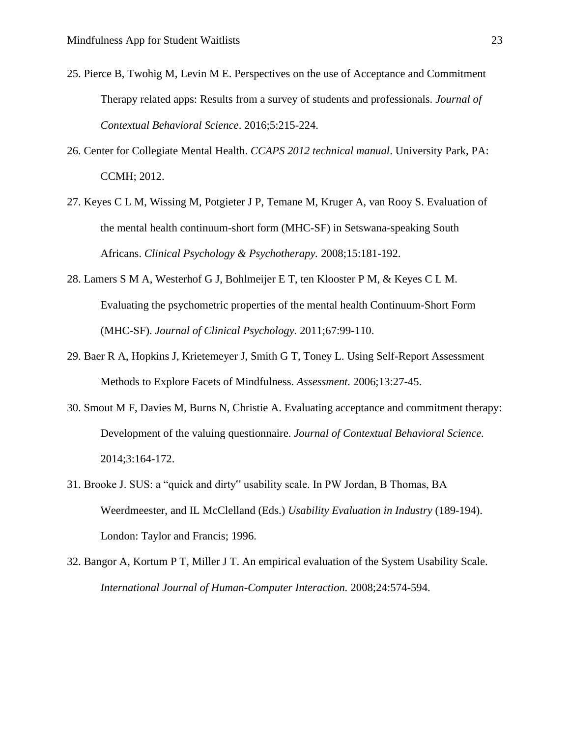25. Pierce B, Twohig M, Levin M E. Perspectives on the use of Acceptance and Commitment Therapy related apps: Results from a survey of students and professionals. *Journal of Contextual Behavioral Science*. 2016;5:215-224.

26. Center for Collegiate Mental Health. *CCAPS 2012 technical manual*. University Park, PA: CCMH; 2012.

27. Keyes C L M, Wissing M, Potgieter J P, Temane M, Kruger A, van Rooy S. Evaluation of the mental health continuum-short form (MHC-SF) in Setswana-speaking South Africans. *Clinical Psychology & Psychotherapy.* 2008;15:181-192.

28. Lamers S M A, Westerhof G J, Bohlmeijer E T, ten Klooster P M, & Keyes C L M. Evaluating the psychometric properties of the mental health Continuum-Short Form (MHC-SF). *Journal of Clinical Psychology.* 2011;67:99-110.

29. Baer R A, Hopkins J, Krietemeyer J, Smith G T, Toney L. Using Self-Report Assessment Methods to Explore Facets of Mindfulness. *Assessment.* 2006;13:27-45.

30. Smout M F, Davies M, Burns N, Christie A. Evaluating acceptance and commitment therapy: Development of the valuing questionnaire. *Journal of Contextual Behavioral Science.* 2014;3:164-172.

31. Brooke J. SUS: a "quick and dirty" usability scale. In PW Jordan, B Thomas, BA Weerdmeester, and IL McClelland (Eds.) *Usability Evaluation in Industry* (189-194). London: Taylor and Francis; 1996.

32. Bangor A, Kortum P T, Miller J T. An empirical evaluation of the System Usability Scale. *International Journal of Human-Computer Interaction.* 2008;24:574-594.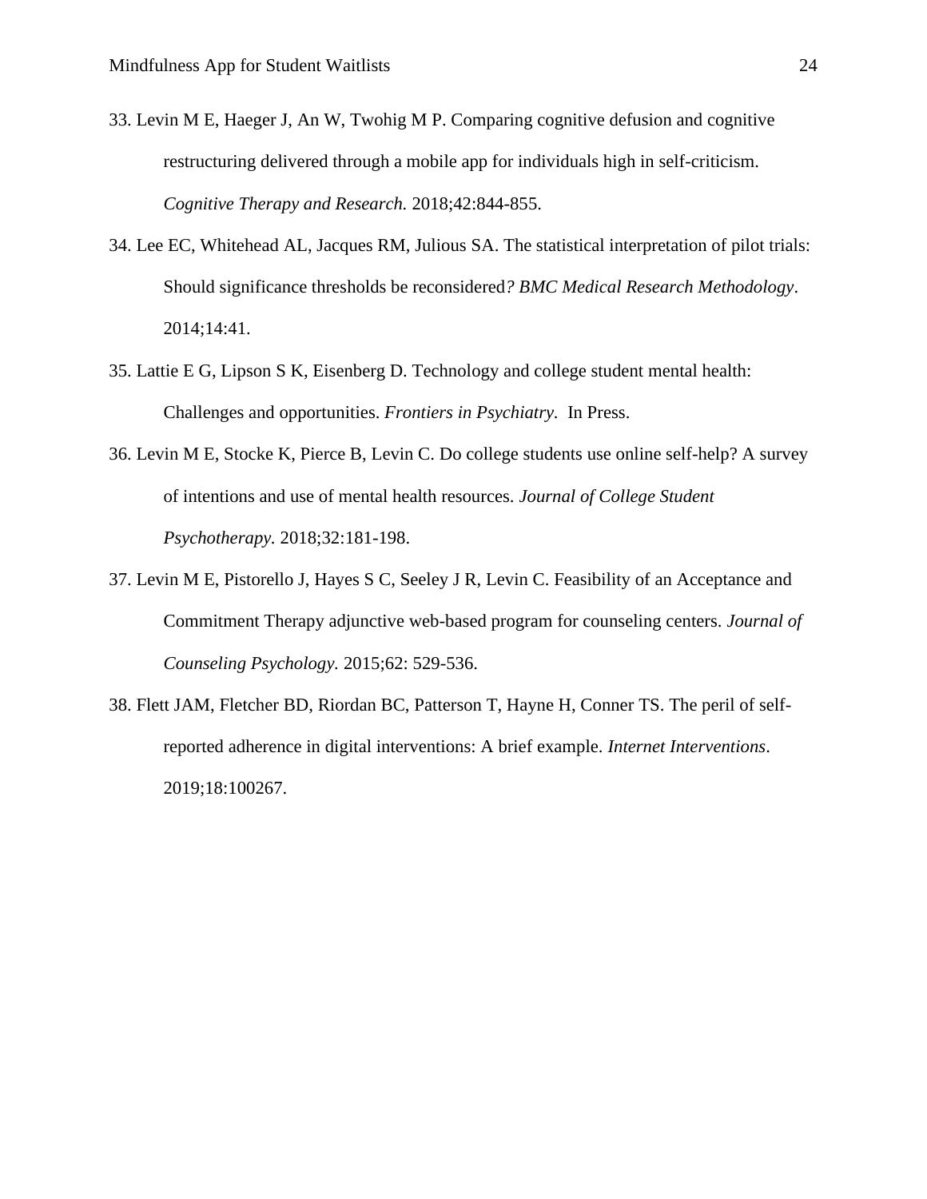33. Levin M E, Haeger J, An W, Twohig M P. Comparing cognitive defusion and cognitive restructuring delivered through a mobile app for individuals high in self-criticism. *Cognitive Therapy and Research.* 2018;42:844-855.

34. Lee EC, Whitehead AL, Jacques RM, Julious SA. The statistical interpretation of pilot trials: Should significance thresholds be reconsidered*? BMC Medical Research Methodology*. 2014;14:41.

35. Lattie E G, Lipson S K, Eisenberg D. Technology and college student mental health: Challenges and opportunities. *Frontiers in Psychiatry*. In Press.

36. Levin M E, Stocke K, Pierce B, Levin C. Do college students use online self-help? A survey of intentions and use of mental health resources. *Journal of College Student Psychotherapy.* 2018;32:181-198.

37. Levin M E, Pistorello J, Hayes S C, Seeley J R, Levin C. Feasibility of an Acceptance and Commitment Therapy adjunctive web-based program for counseling centers. *Journal of Counseling Psychology.* 2015;62: 529-536.

38. Flett JAM, Fletcher BD, Riordan BC, Patterson T, Hayne H, Conner TS. The peril of self-reported adherence in digital interventions: A brief example. *Internet Interventions*. 2019;18:100267.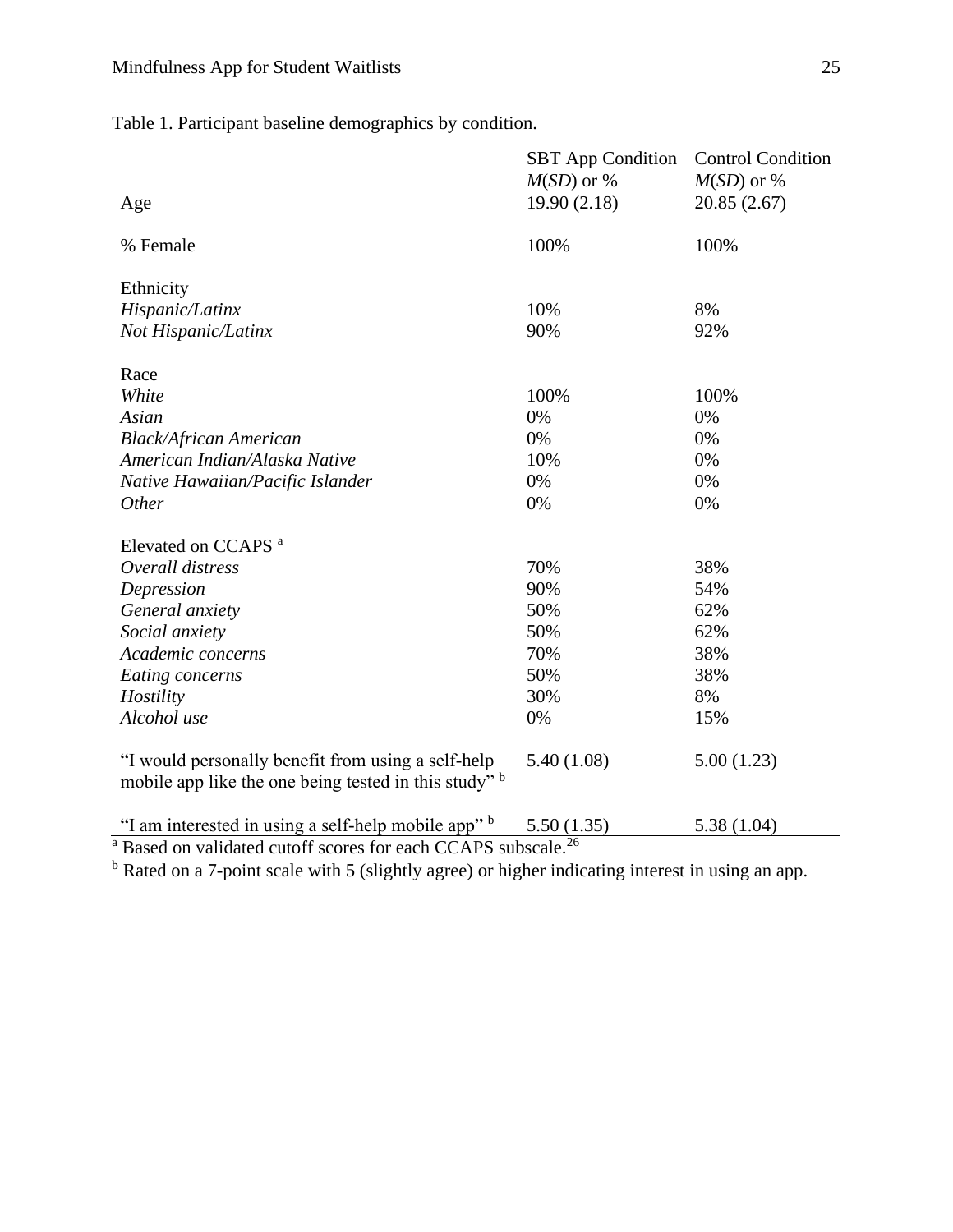Table 1. Participant baseline demographics by condition.

| | SBT App Condition *M*(*SD*) or % | Control Condition *M*(*SD*) or % |
|---|---|---|
| Age | 19.90 (2.18) | 20.85 (2.67) |
| % Female | 100% | 100% |
| Ethnicity | | |
| *Hispanic/Latinx* | 10% | 8% |
| *Not Hispanic/Latinx* | 90% | 92% |
| Race | | |
| *White* | 100% | 100% |
| *Asian* | 0% | 0% |
| *Black/African American* | 0% | 0% |
| *American Indian/Alaska Native* | 10% | 0% |
| *Native Hawaiian/Pacific Islander* | 0% | 0% |
| *Other* | 0% | 0% |
| Elevated on CCAPS [a] | | |
| *Overall distress* | 70% | 38% |
| *Depression* | 90% | 54% |
| *General anxiety* | 50% | 62% |
| *Social anxiety* | 50% | 62% |
| *Academic concerns* | 70% | 38% |
| *Eating concerns* | 50% | 38% |
| *Hostility* | 30% | 8% |
| *Alcohol use* | 0% | 15% |
| "I would personally benefit from using a self-help mobile app like the one being tested in this study" [b] | 5.40 (1.08) | 5.00 (1.23) |
| "I am interested in using a self-help mobile app" [b] | 5.50 (1.35) | 5.38 (1.04) |

[a] Based on validated cutoff scores for each CCAPS subscale.[26]

[b] Rated on a 7-point scale with 5 (slightly agree) or higher indicating interest in using an app.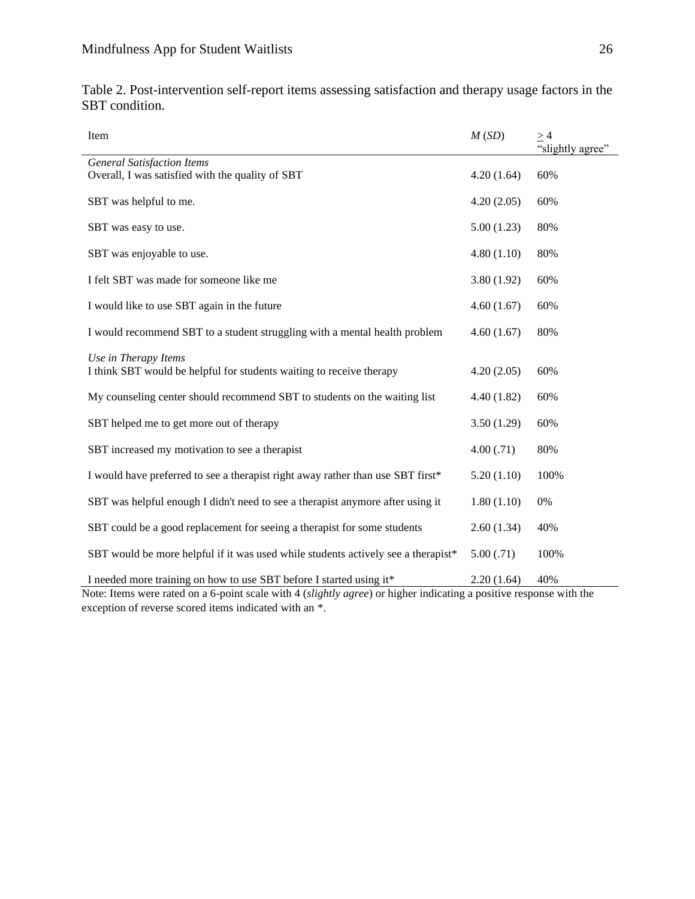Table 2. Post-intervention self-report items assessing satisfaction and therapy usage factors in the SBT condition.

| Item | *M* (*SD*) | ≥ 4 "slightly agree" |
|---|---|---|
| *General Satisfaction Items* | | |
| Overall, I was satisfied with the quality of SBT | 4.20 (1.64) | 60% |
| SBT was helpful to me. | 4.20 (2.05) | 60% |
| SBT was easy to use. | 5.00 (1.23) | 80% |
| SBT was enjoyable to use. | 4.80 (1.10) | 80% |
| I felt SBT was made for someone like me | 3.80 (1.92) | 60% |
| I would like to use SBT again in the future | 4.60 (1.67) | 60% |
| I would recommend SBT to a student struggling with a mental health problem | 4.60 (1.67) | 80% |
| *Use in Therapy Items* | | |
| I think SBT would be helpful for students waiting to receive therapy | 4.20 (2.05) | 60% |
| My counseling center should recommend SBT to students on the waiting list | 4.40 (1.82) | 60% |
| SBT helped me to get more out of therapy | 3.50 (1.29) | 60% |
| SBT increased my motivation to see a therapist | 4.00 (.71) | 80% |
| I would have preferred to see a therapist right away rather than use SBT first* | 5.20 (1.10) | 100% |
| SBT was helpful enough I didn't need to see a therapist anymore after using it | 1.80 (1.10) | 0% |
| SBT could be a good replacement for seeing a therapist for some students | 2.60 (1.34) | 40% |
| SBT would be more helpful if it was used while students actively see a therapist* | 5.00 (.71) | 100% |
| I needed more training on how to use SBT before I started using it* | 2.20 (1.64) | 40% |

Note: Items were rated on a 6-point scale with 4 (*slightly agree*) or higher indicating a positive response with the exception of reverse scored items indicated with an *.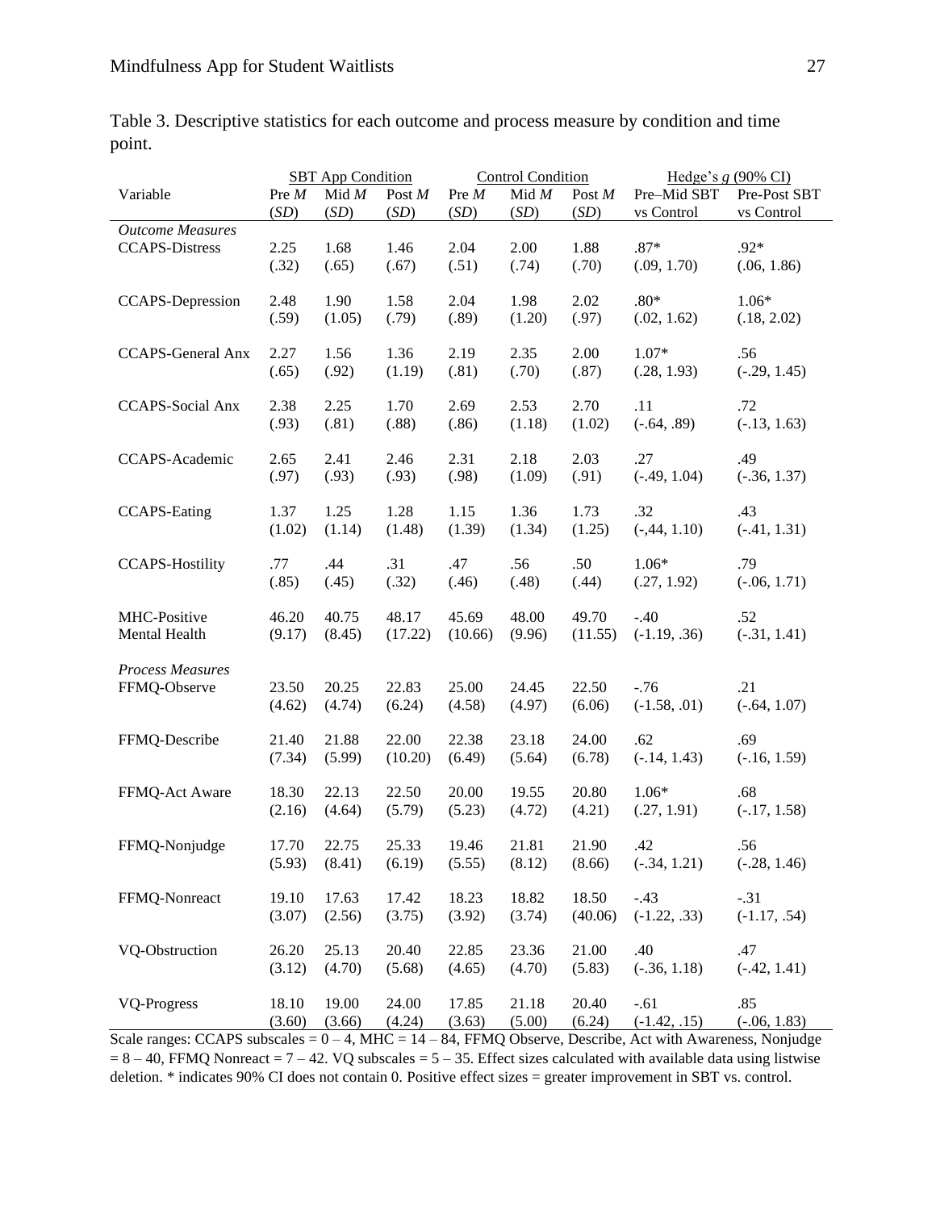Table 3. Descriptive statistics for each outcome and process measure by condition and time point.

| Variable | SBT App Condition | | | Control Condition | | | Hedge's *g* (90% CI) | |
|---|---|---|---|---|---|---|---|---|
| | Pre *M* (*SD*) | Mid *M* (*SD*) | Post *M* (*SD*) | Pre *M* (*SD*) | Mid *M* (*SD*) | Post *M* (*SD*) | Pre–Mid SBT vs Control | Pre-Post SBT vs Control |
| *Outcome Measures* | | | | | | | | |
| CCAPS-Distress | 2.25 (.32) | 1.68 (.65) | 1.46 (.67) | 2.04 (.51) | 2.00 (.74) | 1.88 (.70) | .87* (.09, 1.70) | .92* (.06, 1.86) |
| CCAPS-Depression | 2.48 (.59) | 1.90 (1.05) | 1.58 (.79) | 2.04 (.89) | 1.98 (1.20) | 2.02 (.97) | .80* (.02, 1.62) | 1.06* (.18, 2.02) |
| CCAPS-General Anx | 2.27 (.65) | 1.56 (.92) | 1.36 (1.19) | 2.19 (.81) | 2.35 (.70) | 2.00 (.87) | 1.07* (.28, 1.93) | .56 (-.29, 1.45) |
| CCAPS-Social Anx | 2.38 (.93) | 2.25 (.81) | 1.70 (.88) | 2.69 (.86) | 2.53 (1.18) | 2.70 (1.02) | .11 (-.64, .89) | .72 (-.13, 1.63) |
| CCAPS-Academic | 2.65 (.97) | 2.41 (.93) | 2.46 (.93) | 2.31 (.98) | 2.18 (1.09) | 2.03 (.91) | .27 (-.49, 1.04) | .49 (-.36, 1.37) |
| CCAPS-Eating | 1.37 (1.02) | 1.25 (1.14) | 1.28 (1.48) | 1.15 (1.39) | 1.36 (1.34) | 1.73 (1.25) | .32 (-,44, 1.10) | .43 (-.41, 1.31) |
| CCAPS-Hostility | .77 (.85) | .44 (.45) | .31 (.32) | .47 (.46) | .56 (.48) | .50 (.44) | 1.06* (.27, 1.92) | .79 (-.06, 1.71) |
| MHC-Positive Mental Health | 46.20 (9.17) | 40.75 (8.45) | 48.17 (17.22) | 45.69 (10.66) | 48.00 (9.96) | 49.70 (11.55) | -.40 (-1.19, .36) | .52 (-.31, 1.41) |
| *Process Measures* | | | | | | | | |
| FFMQ-Observe | 23.50 (4.62) | 20.25 (4.74) | 22.83 (6.24) | 25.00 (4.58) | 24.45 (4.97) | 22.50 (6.06) | -.76 (-1.58, .01) | .21 (-.64, 1.07) |
| FFMQ-Describe | 21.40 (7.34) | 21.88 (5.99) | 22.00 (10.20) | 22.38 (6.49) | 23.18 (5.64) | 24.00 (6.78) | .62 (-.14, 1.43) | .69 (-.16, 1.59) |
| FFMQ-Act Aware | 18.30 (2.16) | 22.13 (4.64) | 22.50 (5.79) | 20.00 (5.23) | 19.55 (4.72) | 20.80 (4.21) | 1.06* (.27, 1.91) | .68 (-.17, 1.58) |
| FFMQ-Nonjudge | 17.70 (5.93) | 22.75 (8.41) | 25.33 (6.19) | 19.46 (5.55) | 21.81 (8.12) | 21.90 (8.66) | .42 (-.34, 1.21) | .56 (-.28, 1.46) |
| FFMQ-Nonreact | 19.10 (3.07) | 17.63 (2.56) | 17.42 (3.75) | 18.23 (3.92) | 18.82 (3.74) | 18.50 (40.06) | -.43 (-1.22, .33) | -.31 (-1.17, .54) |
| VQ-Obstruction | 26.20 (3.12) | 25.13 (4.70) | 20.40 (5.68) | 22.85 (4.65) | 23.36 (4.70) | 21.00 (5.83) | .40 (-.36, 1.18) | .47 (-.42, 1.41) |
| VQ-Progress | 18.10 (3.60) | 19.00 (3.66) | 24.00 (4.24) | 17.85 (3.63) | 21.18 (5.00) | 20.40 (6.24) | -.61 (-1.42, .15) | .85 (-.06, 1.83) |

Scale ranges: CCAPS subscales = 0 – 4, MHC = 14 – 84, FFMQ Observe, Describe, Act with Awareness, Nonjudge = 8 – 40, FFMQ Nonreact = 7 – 42. VQ subscales = 5 – 35. Effect sizes calculated with available data using listwise deletion. * indicates 90% CI does not contain 0. Positive effect sizes = greater improvement in SBT vs. control.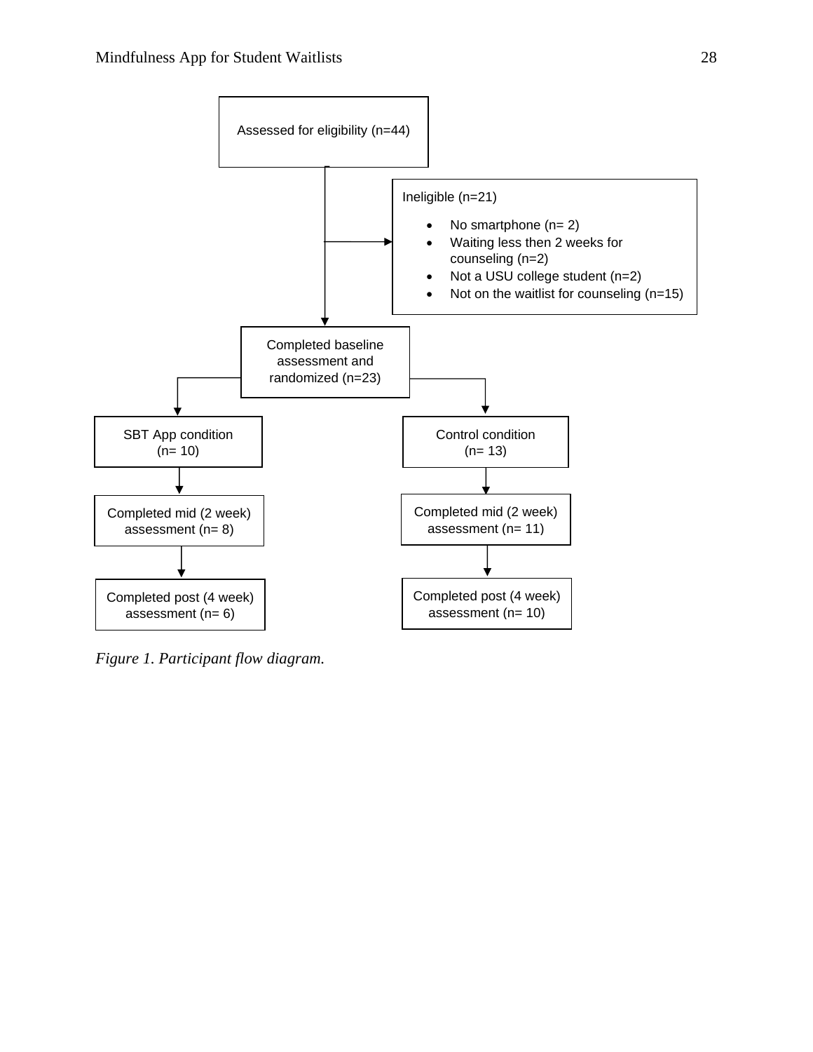Assessed for eligibility (n=44)

Ineligible (n=21)

- No smartphone (n= 2)
- Waiting less then 2 weeks for counseling (n=2)
- Not a USU college student (n=2)
- Not on the waitlist for counseling (n=15)

Completed baseline assessment and randomized (n=23)

SBT App condition (n= 10)

Control condition (n= 13)

Completed mid (2 week) assessment (n= 8)

Completed mid (2 week) assessment (n= 11)

Completed post (4 week) assessment (n= 6)

Completed post (4 week) assessment (n= 10)

*Figure 1. Participant flow diagram.*